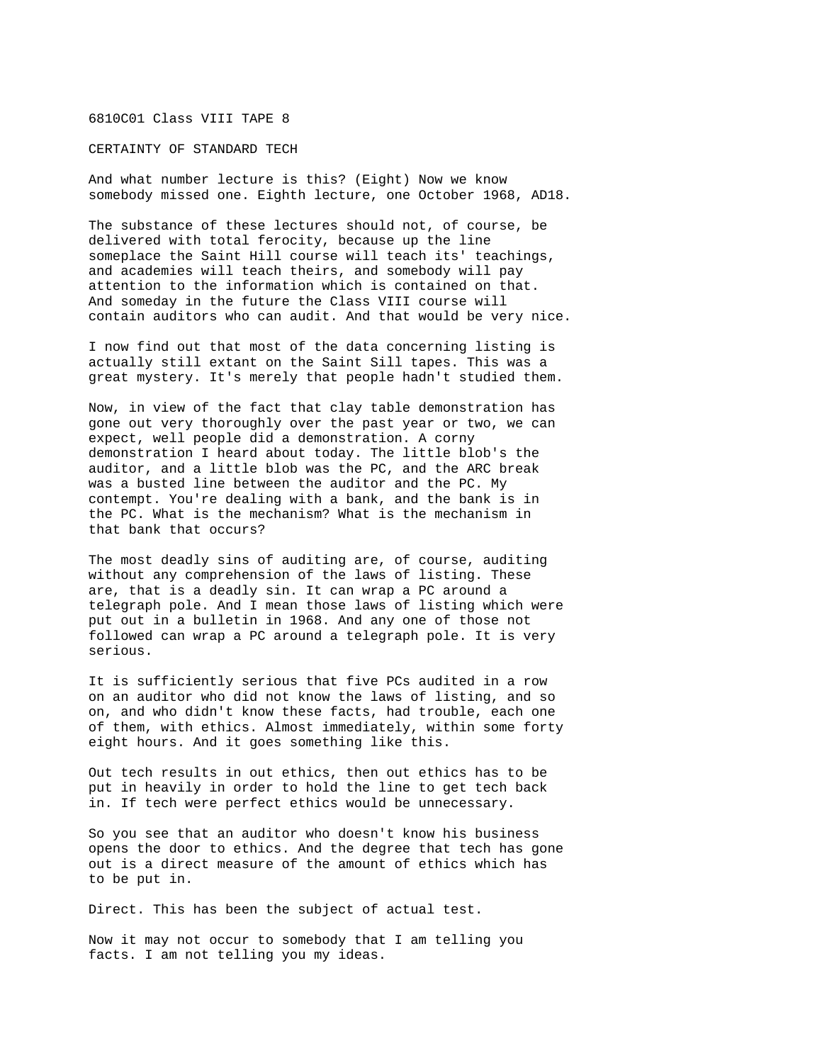6810C01 Class VIII TAPE 8

CERTAINTY OF STANDARD TECH

And what number lecture is this? (Eight) Now we know somebody missed one. Eighth lecture, one October 1968, AD18.

The substance of these lectures should not, of course, be delivered with total ferocity, because up the line someplace the Saint Hill course will teach its' teachings, and academies will teach theirs, and somebody will pay attention to the information which is contained on that. And someday in the future the Class VIII course will contain auditors who can audit. And that would be very nice.

I now find out that most of the data concerning listing is actually still extant on the Saint Sill tapes. This was a great mystery. It's merely that people hadn't studied them.

Now, in view of the fact that clay table demonstration has gone out very thoroughly over the past year or two, we can expect, well people did a demonstration. A corny demonstration I heard about today. The little blob's the auditor, and a little blob was the PC, and the ARC break was a busted line between the auditor and the PC. My contempt. You're dealing with a bank, and the bank is in the PC. What is the mechanism? What is the mechanism in that bank that occurs?

The most deadly sins of auditing are, of course, auditing without any comprehension of the laws of listing. These are, that is a deadly sin. It can wrap a PC around a telegraph pole. And I mean those laws of listing which were put out in a bulletin in 1968. And any one of those not followed can wrap a PC around a telegraph pole. It is very serious.

It is sufficiently serious that five PCs audited in a row on an auditor who did not know the laws of listing, and so on, and who didn't know these facts, had trouble, each one of them, with ethics. Almost immediately, within some forty eight hours. And it goes something like this.

Out tech results in out ethics, then out ethics has to be put in heavily in order to hold the line to get tech back in. If tech were perfect ethics would be unnecessary.

So you see that an auditor who doesn't know his business opens the door to ethics. And the degree that tech has gone out is a direct measure of the amount of ethics which has to be put in.

Direct. This has been the subject of actual test.

Now it may not occur to somebody that I am telling you facts. I am not telling you my ideas.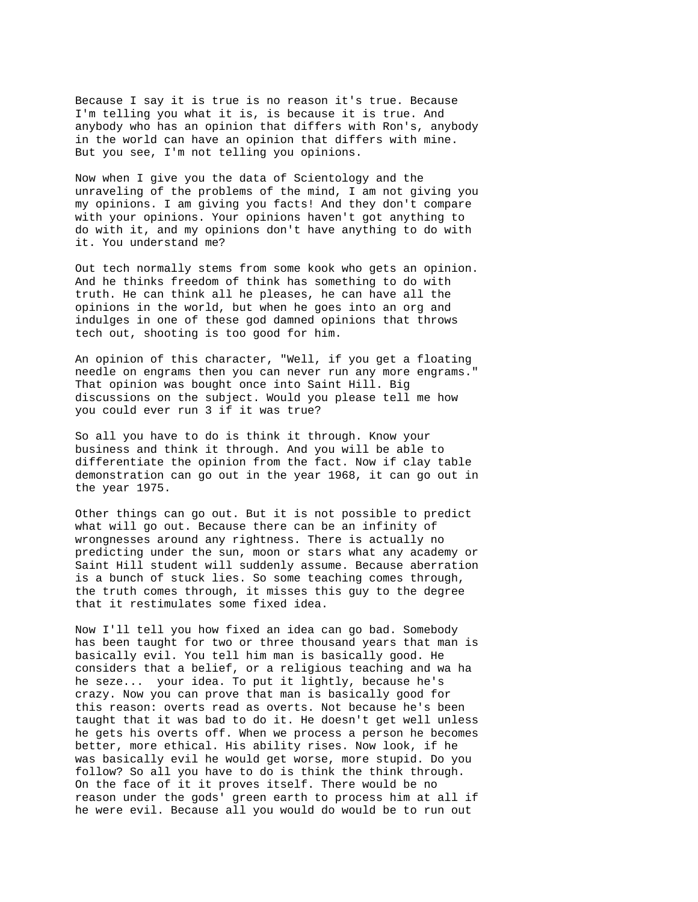Because I say it is true is no reason it's true. Because I'm telling you what it is, is because it is true. And anybody who has an opinion that differs with Ron's, anybody in the world can have an opinion that differs with mine. But you see, I'm not telling you opinions.

Now when I give you the data of Scientology and the unraveling of the problems of the mind, I am not giving you my opinions. I am giving you facts! And they don't compare with your opinions. Your opinions haven't got anything to do with it, and my opinions don't have anything to do with it. You understand me?

Out tech normally stems from some kook who gets an opinion. And he thinks freedom of think has something to do with truth. He can think all he pleases, he can have all the opinions in the world, but when he goes into an org and indulges in one of these god damned opinions that throws tech out, shooting is too good for him.

An opinion of this character, "Well, if you get a floating needle on engrams then you can never run any more engrams." That opinion was bought once into Saint Hill. Big discussions on the subject. Would you please tell me how you could ever run 3 if it was true?

So all you have to do is think it through. Know your business and think it through. And you will be able to differentiate the opinion from the fact. Now if clay table demonstration can go out in the year 1968, it can go out in the year 1975.

Other things can go out. But it is not possible to predict what will go out. Because there can be an infinity of wrongnesses around any rightness. There is actually no predicting under the sun, moon or stars what any academy or Saint Hill student will suddenly assume. Because aberration is a bunch of stuck lies. So some teaching comes through, the truth comes through, it misses this guy to the degree that it restimulates some fixed idea.

Now I'll tell you how fixed an idea can go bad. Somebody has been taught for two or three thousand years that man is basically evil. You tell him man is basically good. He considers that a belief, or a religious teaching and wa ha he seze... your idea. To put it lightly, because he's crazy. Now you can prove that man is basically good for this reason: overts read as overts. Not because he's been taught that it was bad to do it. He doesn't get well unless he gets his overts off. When we process a person he becomes better, more ethical. His ability rises. Now look, if he was basically evil he would get worse, more stupid. Do you follow? So all you have to do is think the think through. On the face of it it proves itself. There would be no reason under the gods' green earth to process him at all if he were evil. Because all you would do would be to run out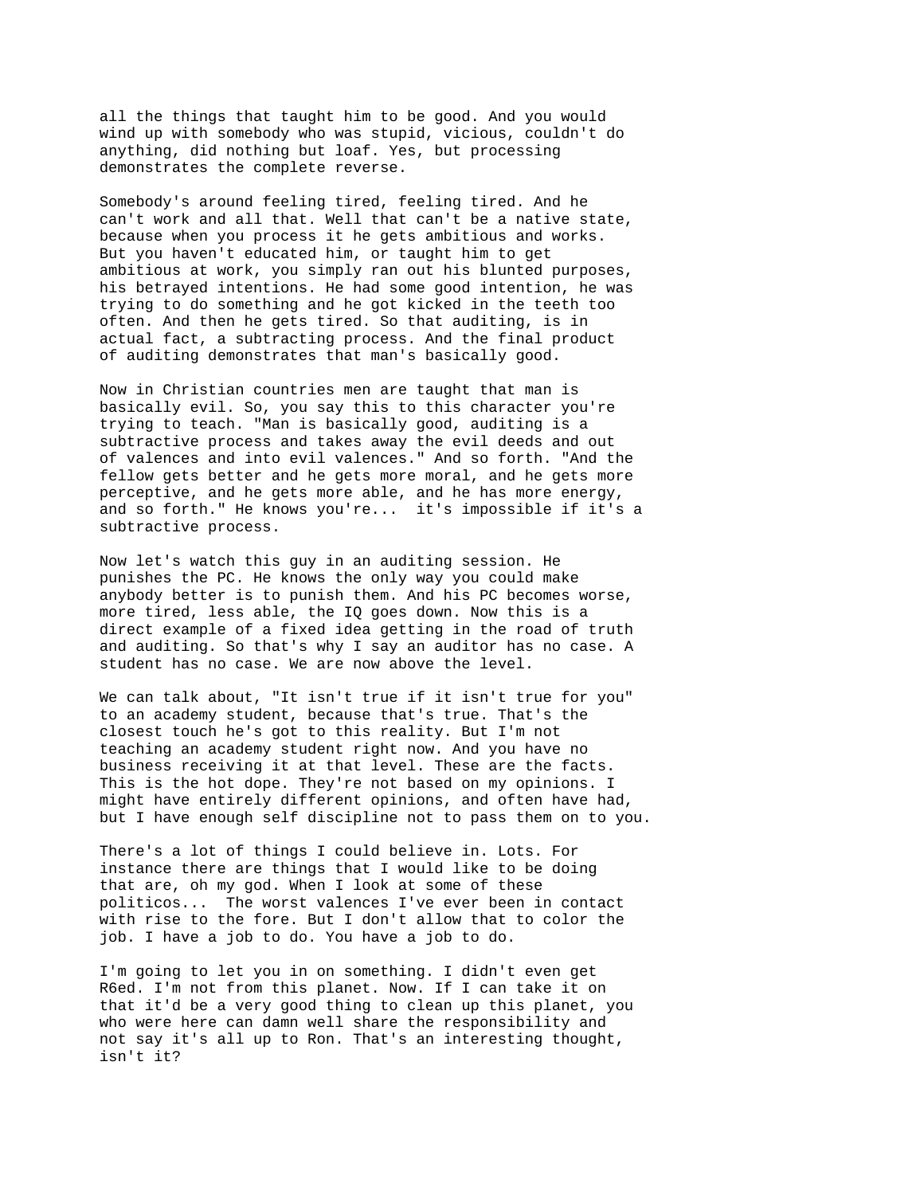all the things that taught him to be good. And you would wind up with somebody who was stupid, vicious, couldn't do anything, did nothing but loaf. Yes, but processing demonstrates the complete reverse.

Somebody's around feeling tired, feeling tired. And he can't work and all that. Well that can't be a native state, because when you process it he gets ambitious and works. But you haven't educated him, or taught him to get ambitious at work, you simply ran out his blunted purposes, his betrayed intentions. He had some good intention, he was trying to do something and he got kicked in the teeth too often. And then he gets tired. So that auditing, is in actual fact, a subtracting process. And the final product of auditing demonstrates that man's basically good.

Now in Christian countries men are taught that man is basically evil. So, you say this to this character you're trying to teach. "Man is basically good, auditing is a subtractive process and takes away the evil deeds and out of valences and into evil valences." And so forth. "And the fellow gets better and he gets more moral, and he gets more perceptive, and he gets more able, and he has more energy, and so forth." He knows you're... it's impossible if it's a subtractive process.

Now let's watch this guy in an auditing session. He punishes the PC. He knows the only way you could make anybody better is to punish them. And his PC becomes worse, more tired, less able, the IQ goes down. Now this is a direct example of a fixed idea getting in the road of truth and auditing. So that's why I say an auditor has no case. A student has no case. We are now above the level.

We can talk about, "It isn't true if it isn't true for you" to an academy student, because that's true. That's the closest touch he's got to this reality. But I'm not teaching an academy student right now. And you have no business receiving it at that level. These are the facts. This is the hot dope. They're not based on my opinions. I might have entirely different opinions, and often have had, but I have enough self discipline not to pass them on to you.

There's a lot of things I could believe in. Lots. For instance there are things that I would like to be doing that are, oh my god. When I look at some of these politicos... The worst valences I've ever been in contact with rise to the fore. But I don't allow that to color the job. I have a job to do. You have a job to do.

I'm going to let you in on something. I didn't even get R6ed. I'm not from this planet. Now. If I can take it on that it'd be a very good thing to clean up this planet, you who were here can damn well share the responsibility and not say it's all up to Ron. That's an interesting thought, isn't it?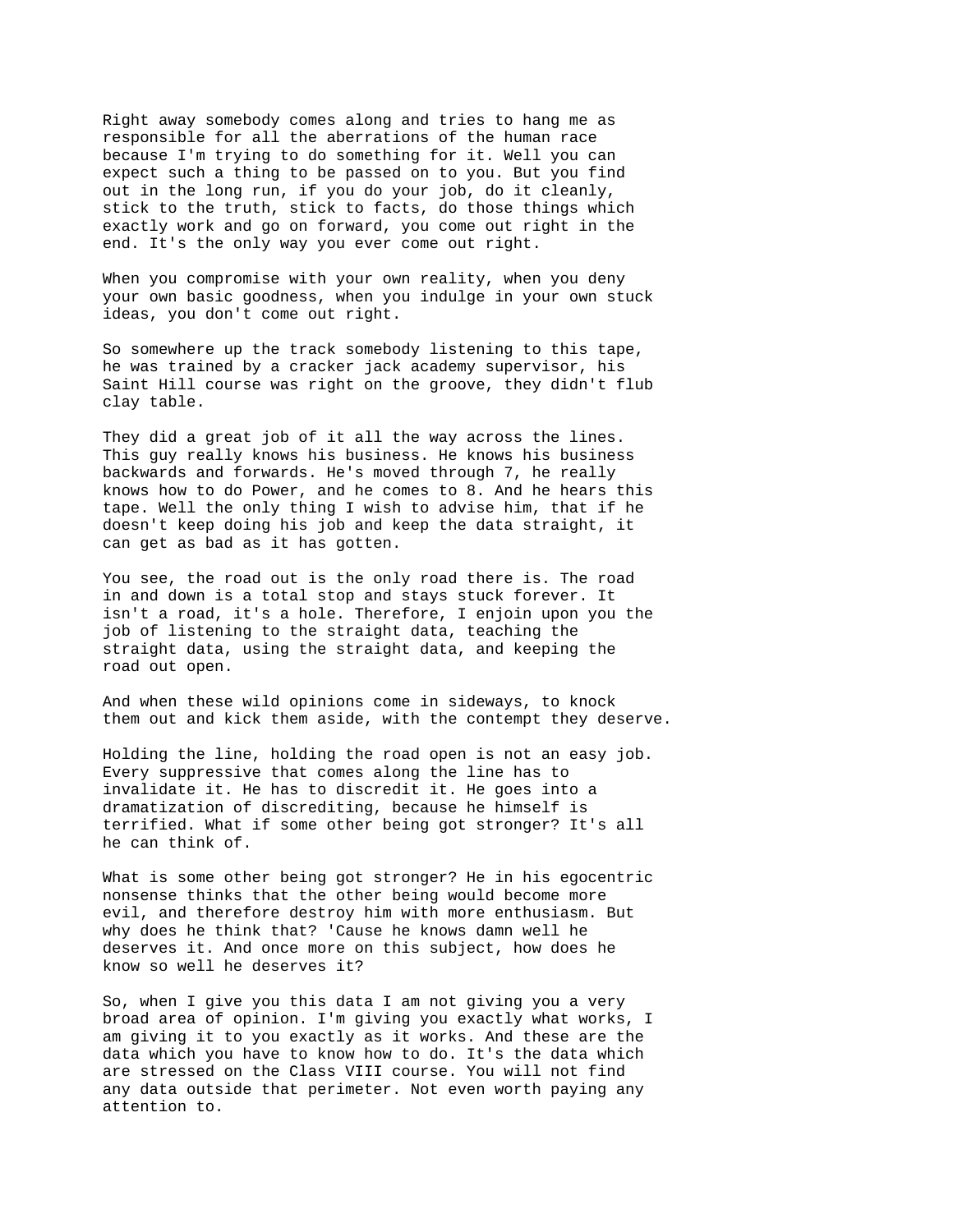Right away somebody comes along and tries to hang me as responsible for all the aberrations of the human race because I'm trying to do something for it. Well you can expect such a thing to be passed on to you. But you find out in the long run, if you do your job, do it cleanly, stick to the truth, stick to facts, do those things which exactly work and go on forward, you come out right in the end. It's the only way you ever come out right.

When you compromise with your own reality, when you deny your own basic goodness, when you indulge in your own stuck ideas, you don't come out right.

So somewhere up the track somebody listening to this tape, he was trained by a cracker jack academy supervisor, his Saint Hill course was right on the groove, they didn't flub clay table.

They did a great job of it all the way across the lines. This guy really knows his business. He knows his business backwards and forwards. He's moved through 7, he really knows how to do Power, and he comes to 8. And he hears this tape. Well the only thing I wish to advise him, that if he doesn't keep doing his job and keep the data straight, it can get as bad as it has gotten.

You see, the road out is the only road there is. The road in and down is a total stop and stays stuck forever. It isn't a road, it's a hole. Therefore, I enjoin upon you the job of listening to the straight data, teaching the straight data, using the straight data, and keeping the road out open.

And when these wild opinions come in sideways, to knock them out and kick them aside, with the contempt they deserve.

Holding the line, holding the road open is not an easy job. Every suppressive that comes along the line has to invalidate it. He has to discredit it. He goes into a dramatization of discrediting, because he himself is terrified. What if some other being got stronger? It's all he can think of.

What is some other being got stronger? He in his egocentric nonsense thinks that the other being would become more evil, and therefore destroy him with more enthusiasm. But why does he think that? 'Cause he knows damn well he deserves it. And once more on this subject, how does he know so well he deserves it?

So, when I give you this data I am not giving you a very broad area of opinion. I'm giving you exactly what works, I am giving it to you exactly as it works. And these are the data which you have to know how to do. It's the data which are stressed on the Class VIII course. You will not find any data outside that perimeter. Not even worth paying any attention to.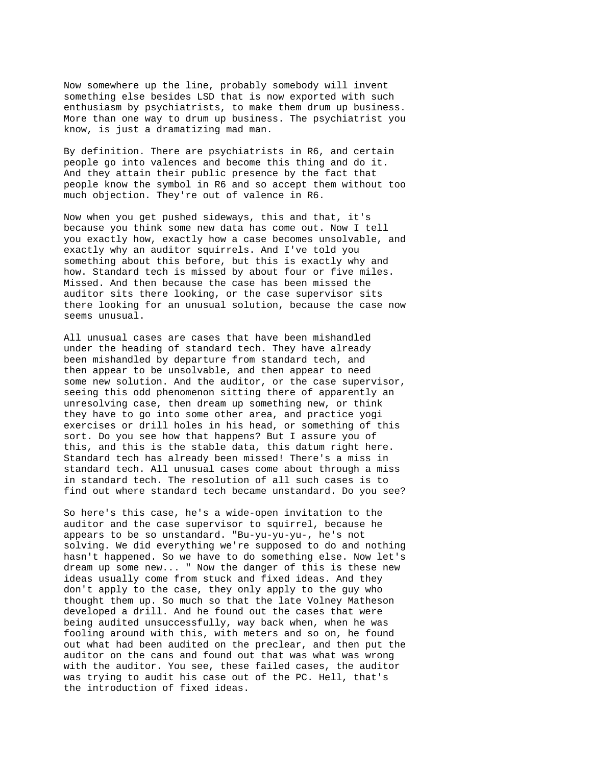Now somewhere up the line, probably somebody will invent something else besides LSD that is now exported with such enthusiasm by psychiatrists, to make them drum up business. More than one way to drum up business. The psychiatrist you know, is just a dramatizing mad man.

By definition. There are psychiatrists in R6, and certain people go into valences and become this thing and do it. And they attain their public presence by the fact that people know the symbol in R6 and so accept them without too much objection. They're out of valence in R6.

Now when you get pushed sideways, this and that, it's because you think some new data has come out. Now I tell you exactly how, exactly how a case becomes unsolvable, and exactly why an auditor squirrels. And I've told you something about this before, but this is exactly why and how. Standard tech is missed by about four or five miles. Missed. And then because the case has been missed the auditor sits there looking, or the case supervisor sits there looking for an unusual solution, because the case now seems unusual.

All unusual cases are cases that have been mishandled under the heading of standard tech. They have already been mishandled by departure from standard tech, and then appear to be unsolvable, and then appear to need some new solution. And the auditor, or the case supervisor, seeing this odd phenomenon sitting there of apparently an unresolving case, then dream up something new, or think they have to go into some other area, and practice yogi exercises or drill holes in his head, or something of this sort. Do you see how that happens? But I assure you of this, and this is the stable data, this datum right here. Standard tech has already been missed! There's a miss in standard tech. All unusual cases come about through a miss in standard tech. The resolution of all such cases is to find out where standard tech became unstandard. Do you see?

So here's this case, he's a wide-open invitation to the auditor and the case supervisor to squirrel, because he appears to be so unstandard. "Bu-yu-yu-yu-, he's not solving. We did everything we're supposed to do and nothing hasn't happened. So we have to do something else. Now let's dream up some new... " Now the danger of this is these new ideas usually come from stuck and fixed ideas. And they don't apply to the case, they only apply to the guy who thought them up. So much so that the late Volney Matheson developed a drill. And he found out the cases that were being audited unsuccessfully, way back when, when he was fooling around with this, with meters and so on, he found out what had been audited on the preclear, and then put the auditor on the cans and found out that was what was wrong with the auditor. You see, these failed cases, the auditor was trying to audit his case out of the PC. Hell, that's the introduction of fixed ideas.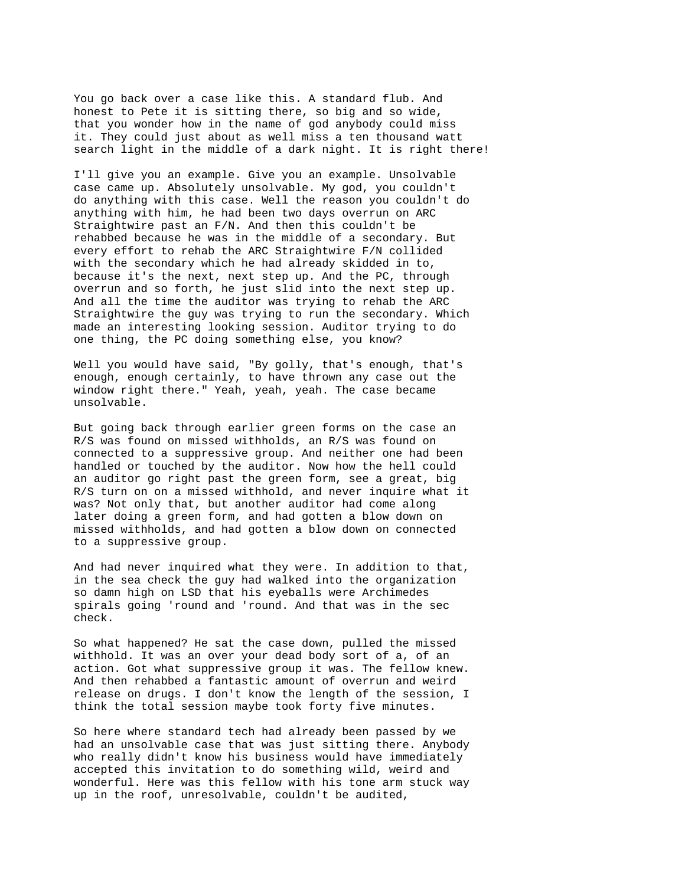You go back over a case like this. A standard flub. And honest to Pete it is sitting there, so big and so wide, that you wonder how in the name of god anybody could miss it. They could just about as well miss a ten thousand watt search light in the middle of a dark night. It is right there!

I'll give you an example. Give you an example. Unsolvable case came up. Absolutely unsolvable. My god, you couldn't do anything with this case. Well the reason you couldn't do anything with him, he had been two days overrun on ARC Straightwire past an F/N. And then this couldn't be rehabbed because he was in the middle of a secondary. But every effort to rehab the ARC Straightwire F/N collided with the secondary which he had already skidded in to, because it's the next, next step up. And the PC, through overrun and so forth, he just slid into the next step up. And all the time the auditor was trying to rehab the ARC Straightwire the guy was trying to run the secondary. Which made an interesting looking session. Auditor trying to do one thing, the PC doing something else, you know?

Well you would have said, "By golly, that's enough, that's enough, enough certainly, to have thrown any case out the window right there." Yeah, yeah, yeah. The case became unsolvable.

But going back through earlier green forms on the case an R/S was found on missed withholds, an R/S was found on connected to a suppressive group. And neither one had been handled or touched by the auditor. Now how the hell could an auditor go right past the green form, see a great, big R/S turn on on a missed withhold, and never inquire what it was? Not only that, but another auditor had come along later doing a green form, and had gotten a blow down on missed withholds, and had gotten a blow down on connected to a suppressive group.

And had never inquired what they were. In addition to that, in the sea check the guy had walked into the organization so damn high on LSD that his eyeballs were Archimedes spirals going 'round and 'round. And that was in the sec check.

So what happened? He sat the case down, pulled the missed withhold. It was an over your dead body sort of a, of an action. Got what suppressive group it was. The fellow knew. And then rehabbed a fantastic amount of overrun and weird release on drugs. I don't know the length of the session, I think the total session maybe took forty five minutes.

So here where standard tech had already been passed by we had an unsolvable case that was just sitting there. Anybody who really didn't know his business would have immediately accepted this invitation to do something wild, weird and wonderful. Here was this fellow with his tone arm stuck way up in the roof, unresolvable, couldn't be audited,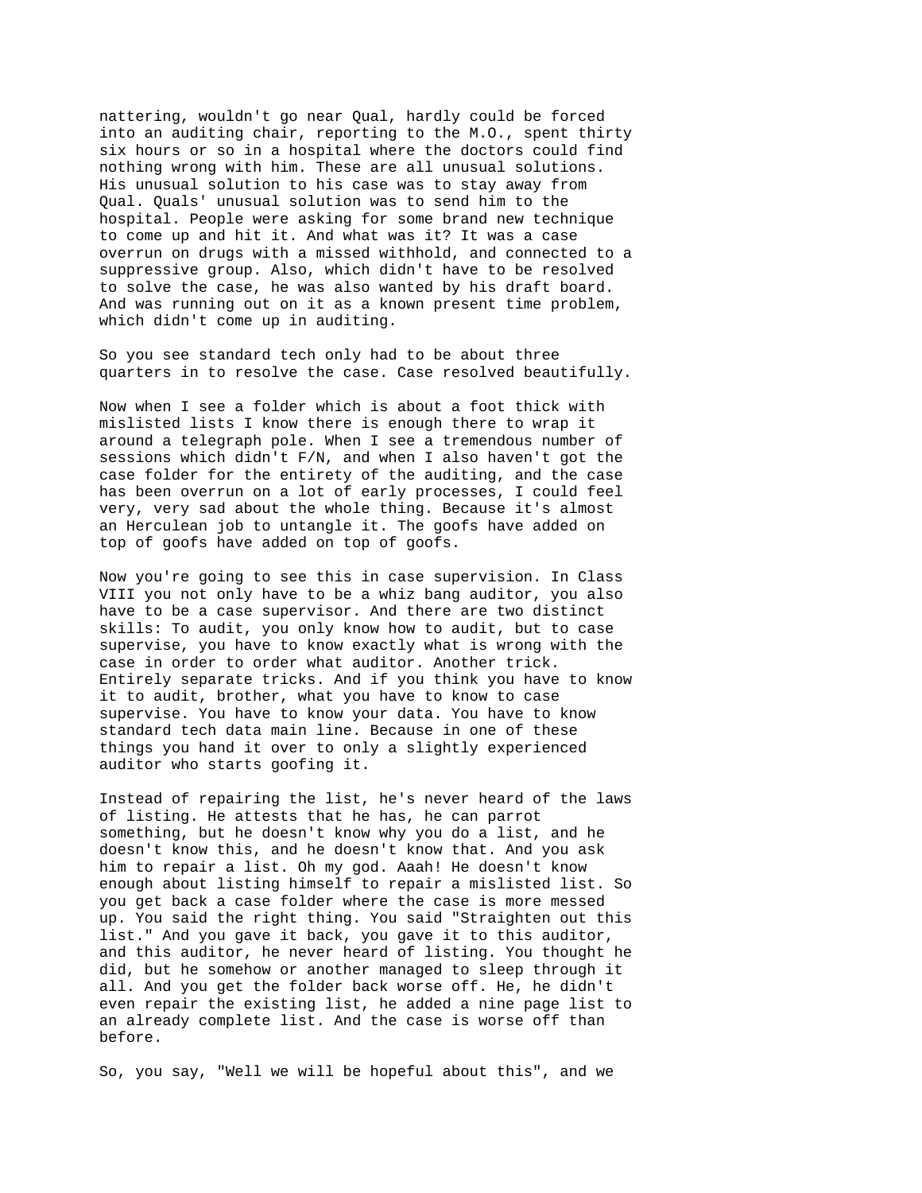nattering, wouldn't go near Qual, hardly could be forced into an auditing chair, reporting to the M.O., spent thirty six hours or so in a hospital where the doctors could find nothing wrong with him. These are all unusual solutions. His unusual solution to his case was to stay away from Qual. Quals' unusual solution was to send him to the hospital. People were asking for some brand new technique to come up and hit it. And what was it? It was a case overrun on drugs with a missed withhold, and connected to a suppressive group. Also, which didn't have to be resolved to solve the case, he was also wanted by his draft board. And was running out on it as a known present time problem, which didn't come up in auditing.

So you see standard tech only had to be about three quarters in to resolve the case. Case resolved beautifully.

Now when I see a folder which is about a foot thick with mislisted lists I know there is enough there to wrap it around a telegraph pole. When I see a tremendous number of sessions which didn't F/N, and when I also haven't got the case folder for the entirety of the auditing, and the case has been overrun on a lot of early processes, I could feel very, very sad about the whole thing. Because it's almost an Herculean job to untangle it. The goofs have added on top of goofs have added on top of goofs.

Now you're going to see this in case supervision. In Class VIII you not only have to be a whiz bang auditor, you also have to be a case supervisor. And there are two distinct skills: To audit, you only know how to audit, but to case supervise, you have to know exactly what is wrong with the case in order to order what auditor. Another trick. Entirely separate tricks. And if you think you have to know it to audit, brother, what you have to know to case supervise. You have to know your data. You have to know standard tech data main line. Because in one of these things you hand it over to only a slightly experienced auditor who starts goofing it.

Instead of repairing the list, he's never heard of the laws of listing. He attests that he has, he can parrot something, but he doesn't know why you do a list, and he doesn't know this, and he doesn't know that. And you ask him to repair a list. Oh my god. Aaah! He doesn't know enough about listing himself to repair a mislisted list. So you get back a case folder where the case is more messed up. You said the right thing. You said "Straighten out this list." And you gave it back, you gave it to this auditor, and this auditor, he never heard of listing. You thought he did, but he somehow or another managed to sleep through it all. And you get the folder back worse off. He, he didn't even repair the existing list, he added a nine page list to an already complete list. And the case is worse off than before.

So, you say, "Well we will be hopeful about this", and we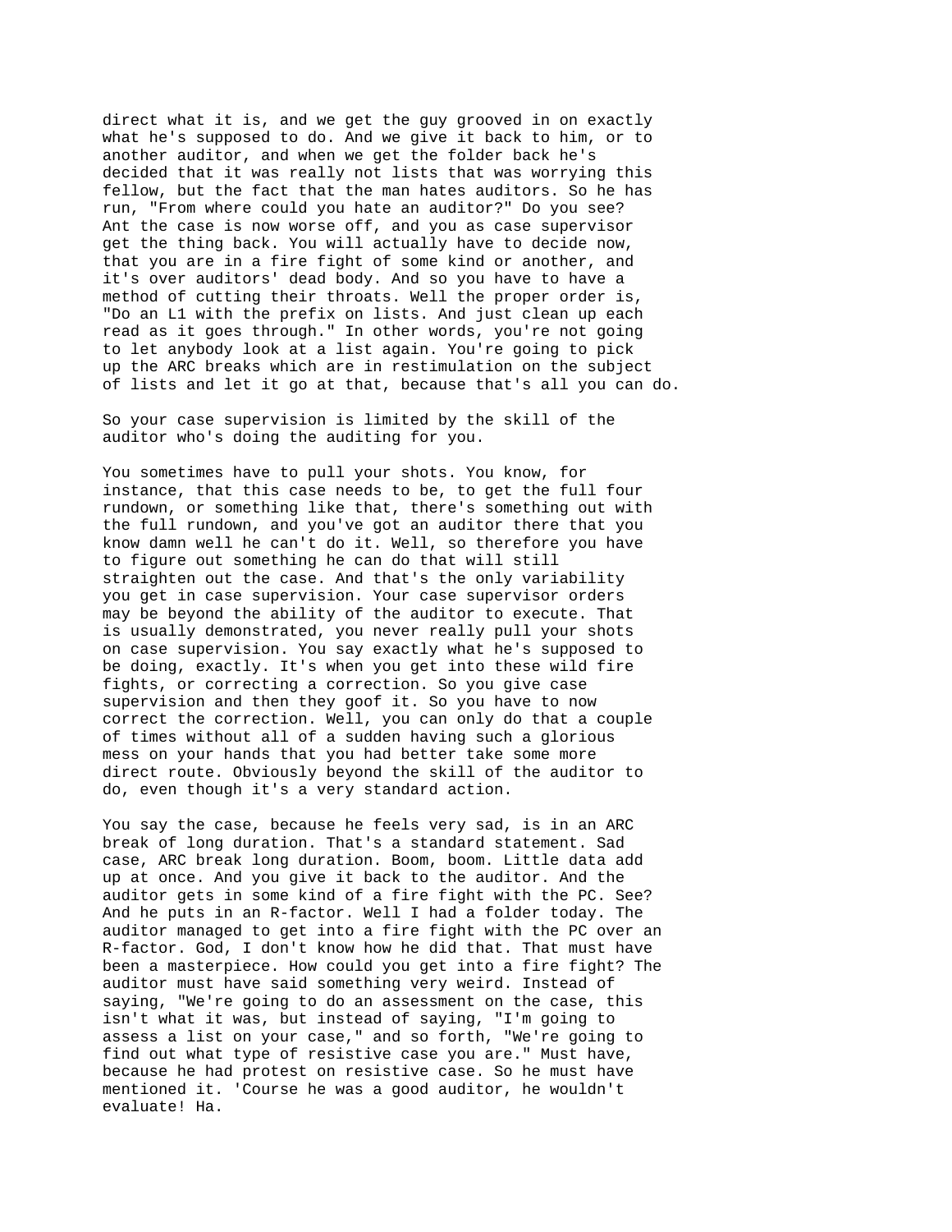direct what it is, and we get the guy grooved in on exactly what he's supposed to do. And we give it back to him, or to another auditor, and when we get the folder back he's decided that it was really not lists that was worrying this fellow, but the fact that the man hates auditors. So he has run, "From where could you hate an auditor?" Do you see? Ant the case is now worse off, and you as case supervisor get the thing back. You will actually have to decide now, that you are in a fire fight of some kind or another, and it's over auditors' dead body. And so you have to have a method of cutting their throats. Well the proper order is, "Do an L1 with the prefix on lists. And just clean up each read as it goes through." In other words, you're not going to let anybody look at a list again. You're going to pick up the ARC breaks which are in restimulation on the subject of lists and let it go at that, because that's all you can do.

So your case supervision is limited by the skill of the auditor who's doing the auditing for you.

You sometimes have to pull your shots. You know, for instance, that this case needs to be, to get the full four rundown, or something like that, there's something out with the full rundown, and you've got an auditor there that you know damn well he can't do it. Well, so therefore you have to figure out something he can do that will still straighten out the case. And that's the only variability you get in case supervision. Your case supervisor orders may be beyond the ability of the auditor to execute. That is usually demonstrated, you never really pull your shots on case supervision. You say exactly what he's supposed to be doing, exactly. It's when you get into these wild fire fights, or correcting a correction. So you give case supervision and then they goof it. So you have to now correct the correction. Well, you can only do that a couple of times without all of a sudden having such a glorious mess on your hands that you had better take some more direct route. Obviously beyond the skill of the auditor to do, even though it's a very standard action.

You say the case, because he feels very sad, is in an ARC break of long duration. That's a standard statement. Sad case, ARC break long duration. Boom, boom. Little data add up at once. And you give it back to the auditor. And the auditor gets in some kind of a fire fight with the PC. See? And he puts in an R-factor. Well I had a folder today. The auditor managed to get into a fire fight with the PC over an R-factor. God, I don't know how he did that. That must have been a masterpiece. How could you get into a fire fight? The auditor must have said something very weird. Instead of saying, "We're going to do an assessment on the case, this isn't what it was, but instead of saying, "I'm going to assess a list on your case," and so forth, "We're going to find out what type of resistive case you are." Must have, because he had protest on resistive case. So he must have mentioned it. 'Course he was a good auditor, he wouldn't evaluate! Ha.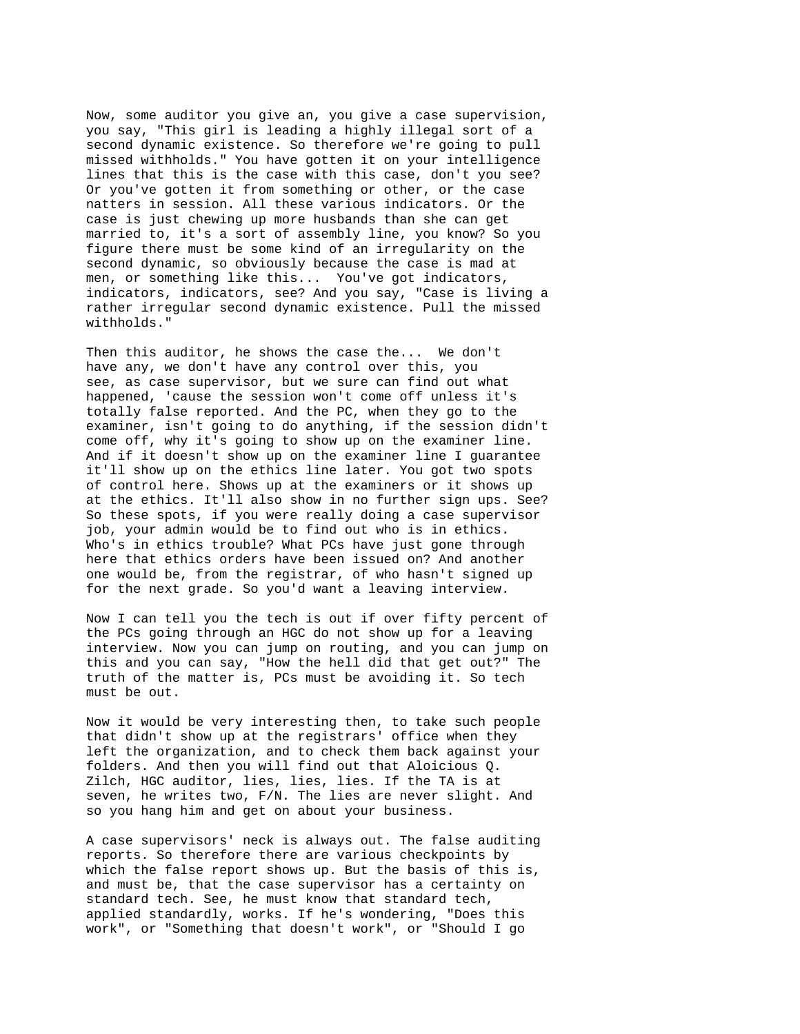Now, some auditor you give an, you give a case supervision, you say, "This girl is leading a highly illegal sort of a second dynamic existence. So therefore we're going to pull missed withholds." You have gotten it on your intelligence lines that this is the case with this case, don't you see? Or you've gotten it from something or other, or the case natters in session. All these various indicators. Or the case is just chewing up more husbands than she can get married to, it's a sort of assembly line, you know? So you figure there must be some kind of an irregularity on the second dynamic, so obviously because the case is mad at men, or something like this... You've got indicators, indicators, indicators, see? And you say, "Case is living a rather irregular second dynamic existence. Pull the missed withholds."

Then this auditor, he shows the case the... We don't have any, we don't have any control over this, you see, as case supervisor, but we sure can find out what happened, 'cause the session won't come off unless it's totally false reported. And the PC, when they go to the examiner, isn't going to do anything, if the session didn't come off, why it's going to show up on the examiner line. And if it doesn't show up on the examiner line I guarantee it'll show up on the ethics line later. You got two spots of control here. Shows up at the examiners or it shows up at the ethics. It'll also show in no further sign ups. See? So these spots, if you were really doing a case supervisor job, your admin would be to find out who is in ethics. Who's in ethics trouble? What PCs have just gone through here that ethics orders have been issued on? And another one would be, from the registrar, of who hasn't signed up for the next grade. So you'd want a leaving interview.

Now I can tell you the tech is out if over fifty percent of the PCs going through an HGC do not show up for a leaving interview. Now you can jump on routing, and you can jump on this and you can say, "How the hell did that get out?" The truth of the matter is, PCs must be avoiding it. So tech must be out.

Now it would be very interesting then, to take such people that didn't show up at the registrars' office when they left the organization, and to check them back against your folders. And then you will find out that Aloicious Q. Zilch, HGC auditor, lies, lies, lies. If the TA is at seven, he writes two, F/N. The lies are never slight. And so you hang him and get on about your business.

A case supervisors' neck is always out. The false auditing reports. So therefore there are various checkpoints by which the false report shows up. But the basis of this is, and must be, that the case supervisor has a certainty on standard tech. See, he must know that standard tech, applied standardly, works. If he's wondering, "Does this work", or "Something that doesn't work", or "Should I go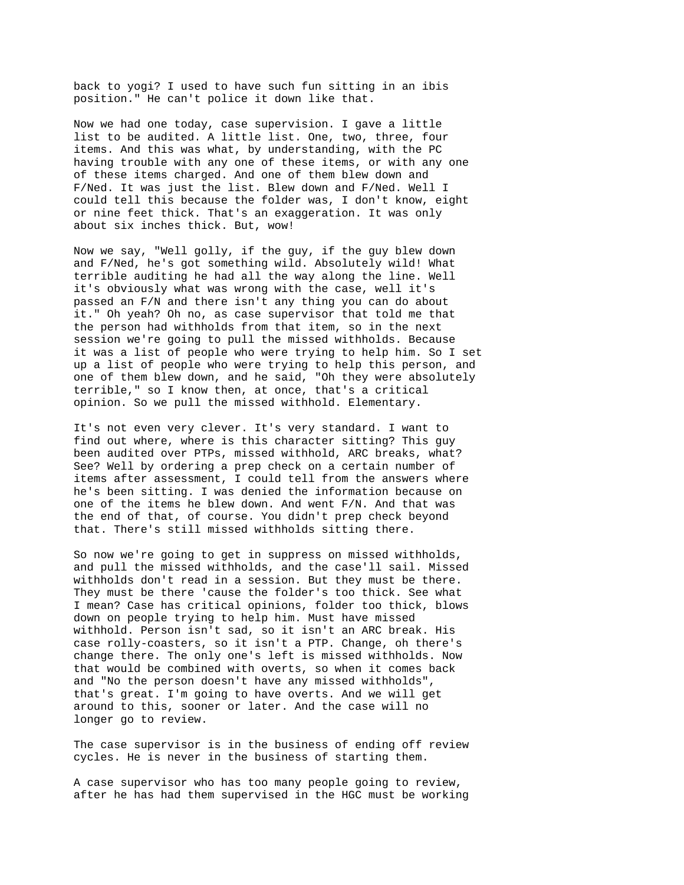back to yogi? I used to have such fun sitting in an ibis position." He can't police it down like that.

Now we had one today, case supervision. I gave a little list to be audited. A little list. One, two, three, four items. And this was what, by understanding, with the PC having trouble with any one of these items, or with any one of these items charged. And one of them blew down and F/Ned. It was just the list. Blew down and F/Ned. Well I could tell this because the folder was, I don't know, eight or nine feet thick. That's an exaggeration. It was only about six inches thick. But, wow!

Now we say, "Well golly, if the guy, if the guy blew down and F/Ned, he's got something wild. Absolutely wild! What terrible auditing he had all the way along the line. Well it's obviously what was wrong with the case, well it's passed an F/N and there isn't any thing you can do about it." Oh yeah? Oh no, as case supervisor that told me that the person had withholds from that item, so in the next session we're going to pull the missed withholds. Because it was a list of people who were trying to help him. So I set up a list of people who were trying to help this person, and one of them blew down, and he said, "Oh they were absolutely terrible," so I know then, at once, that's a critical opinion. So we pull the missed withhold. Elementary.

It's not even very clever. It's very standard. I want to find out where, where is this character sitting? This guy been audited over PTPs, missed withhold, ARC breaks, what? See? Well by ordering a prep check on a certain number of items after assessment, I could tell from the answers where he's been sitting. I was denied the information because on one of the items he blew down. And went F/N. And that was the end of that, of course. You didn't prep check beyond that. There's still missed withholds sitting there.

So now we're going to get in suppress on missed withholds, and pull the missed withholds, and the case'll sail. Missed withholds don't read in a session. But they must be there. They must be there 'cause the folder's too thick. See what I mean? Case has critical opinions, folder too thick, blows down on people trying to help him. Must have missed withhold. Person isn't sad, so it isn't an ARC break. His case rolly-coasters, so it isn't a PTP. Change, oh there's change there. The only one's left is missed withholds. Now that would be combined with overts, so when it comes back and "No the person doesn't have any missed withholds", that's great. I'm going to have overts. And we will get around to this, sooner or later. And the case will no longer go to review.

The case supervisor is in the business of ending off review cycles. He is never in the business of starting them.

A case supervisor who has too many people going to review, after he has had them supervised in the HGC must be working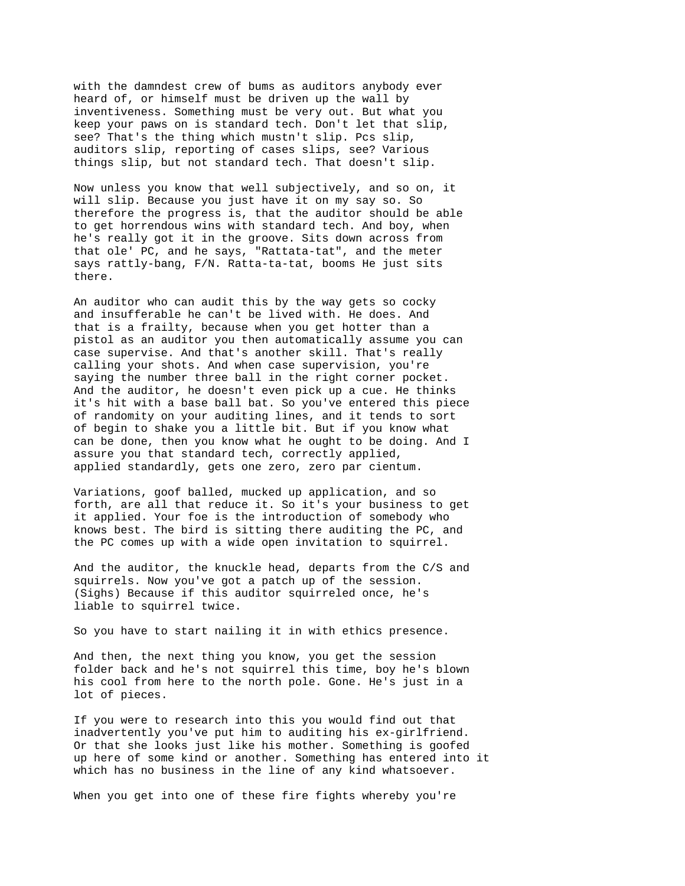with the damndest crew of bums as auditors anybody ever heard of, or himself must be driven up the wall by inventiveness. Something must be very out. But what you keep your paws on is standard tech. Don't let that slip, see? That's the thing which mustn't slip. Pcs slip, auditors slip, reporting of cases slips, see? Various things slip, but not standard tech. That doesn't slip.

Now unless you know that well subjectively, and so on, it will slip. Because you just have it on my say so. So therefore the progress is, that the auditor should be able to get horrendous wins with standard tech. And boy, when he's really got it in the groove. Sits down across from that ole' PC, and he says, "Rattata-tat", and the meter says rattly-bang, F/N. Ratta-ta-tat, booms He just sits there.

An auditor who can audit this by the way gets so cocky and insufferable he can't be lived with. He does. And that is a frailty, because when you get hotter than a pistol as an auditor you then automatically assume you can case supervise. And that's another skill. That's really calling your shots. And when case supervision, you're saying the number three ball in the right corner pocket. And the auditor, he doesn't even pick up a cue. He thinks it's hit with a base ball bat. So you've entered this piece of randomity on your auditing lines, and it tends to sort of begin to shake you a little bit. But if you know what can be done, then you know what he ought to be doing. And I assure you that standard tech, correctly applied, applied standardly, gets one zero, zero par cientum.

Variations, goof balled, mucked up application, and so forth, are all that reduce it. So it's your business to get it applied. Your foe is the introduction of somebody who knows best. The bird is sitting there auditing the PC, and the PC comes up with a wide open invitation to squirrel.

And the auditor, the knuckle head, departs from the C/S and squirrels. Now you've got a patch up of the session. (Sighs) Because if this auditor squirreled once, he's liable to squirrel twice.

So you have to start nailing it in with ethics presence.

And then, the next thing you know, you get the session folder back and he's not squirrel this time, boy he's blown his cool from here to the north pole. Gone. He's just in a lot of pieces.

If you were to research into this you would find out that inadvertently you've put him to auditing his ex-girlfriend. Or that she looks just like his mother. Something is goofed up here of some kind or another. Something has entered into it which has no business in the line of any kind whatsoever.

When you get into one of these fire fights whereby you're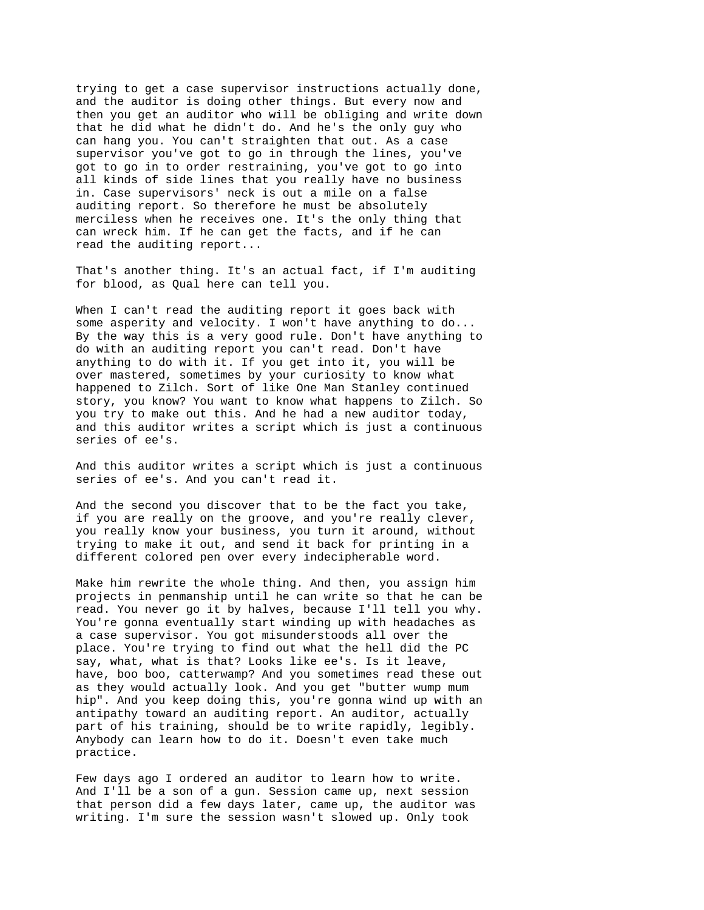trying to get a case supervisor instructions actually done, and the auditor is doing other things. But every now and then you get an auditor who will be obliging and write down that he did what he didn't do. And he's the only guy who can hang you. You can't straighten that out. As a case supervisor you've got to go in through the lines, you've got to go in to order restraining, you've got to go into all kinds of side lines that you really have no business in. Case supervisors' neck is out a mile on a false auditing report. So therefore he must be absolutely merciless when he receives one. It's the only thing that can wreck him. If he can get the facts, and if he can read the auditing report...

That's another thing. It's an actual fact, if I'm auditing for blood, as Qual here can tell you.

When I can't read the auditing report it goes back with some asperity and velocity. I won't have anything to do... By the way this is a very good rule. Don't have anything to do with an auditing report you can't read. Don't have anything to do with it. If you get into it, you will be over mastered, sometimes by your curiosity to know what happened to Zilch. Sort of like One Man Stanley continued story, you know? You want to know what happens to Zilch. So you try to make out this. And he had a new auditor today, and this auditor writes a script which is just a continuous series of ee's.

And this auditor writes a script which is just a continuous series of ee's. And you can't read it.

And the second you discover that to be the fact you take, if you are really on the groove, and you're really clever, you really know your business, you turn it around, without trying to make it out, and send it back for printing in a different colored pen over every indecipherable word.

Make him rewrite the whole thing. And then, you assign him projects in penmanship until he can write so that he can be read. You never go it by halves, because I'll tell you why. You're gonna eventually start winding up with headaches as a case supervisor. You got misunderstoods all over the place. You're trying to find out what the hell did the PC say, what, what is that? Looks like ee's. Is it leave, have, boo boo, catterwamp? And you sometimes read these out as they would actually look. And you get "butter wump mum hip". And you keep doing this, you're gonna wind up with an antipathy toward an auditing report. An auditor, actually part of his training, should be to write rapidly, legibly. Anybody can learn how to do it. Doesn't even take much practice.

Few days ago I ordered an auditor to learn how to write. And I'll be a son of a gun. Session came up, next session that person did a few days later, came up, the auditor was writing. I'm sure the session wasn't slowed up. Only took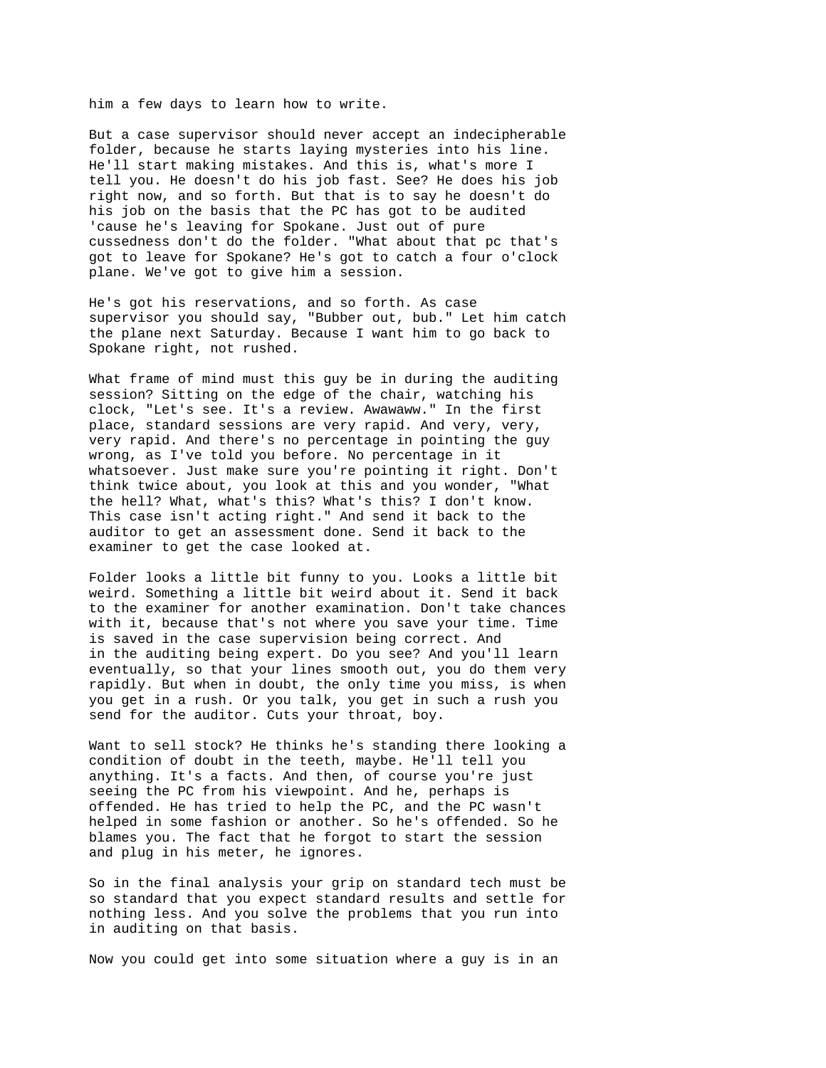him a few days to learn how to write.

But a case supervisor should never accept an indecipherable folder, because he starts laying mysteries into his line. He'll start making mistakes. And this is, what's more I tell you. He doesn't do his job fast. See? He does his job right now, and so forth. But that is to say he doesn't do his job on the basis that the PC has got to be audited 'cause he's leaving for Spokane. Just out of pure cussedness don't do the folder. "What about that pc that's got to leave for Spokane? He's got to catch a four o'clock plane. We've got to give him a session.

He's got his reservations, and so forth. As case supervisor you should say, "Bubber out, bub." Let him catch the plane next Saturday. Because I want him to go back to Spokane right, not rushed.

What frame of mind must this guy be in during the auditing session? Sitting on the edge of the chair, watching his clock, "Let's see. It's a review. Awawaww." In the first place, standard sessions are very rapid. And very, very, very rapid. And there's no percentage in pointing the guy wrong, as I've told you before. No percentage in it whatsoever. Just make sure you're pointing it right. Don't think twice about, you look at this and you wonder, "What the hell? What, what's this? What's this? I don't know. This case isn't acting right." And send it back to the auditor to get an assessment done. Send it back to the examiner to get the case looked at.

Folder looks a little bit funny to you. Looks a little bit weird. Something a little bit weird about it. Send it back to the examiner for another examination. Don't take chances with it, because that's not where you save your time. Time is saved in the case supervision being correct. And in the auditing being expert. Do you see? And you'll learn eventually, so that your lines smooth out, you do them very rapidly. But when in doubt, the only time you miss, is when you get in a rush. Or you talk, you get in such a rush you send for the auditor. Cuts your throat, boy.

Want to sell stock? He thinks he's standing there looking a condition of doubt in the teeth, maybe. He'll tell you anything. It's a facts. And then, of course you're just seeing the PC from his viewpoint. And he, perhaps is offended. He has tried to help the PC, and the PC wasn't helped in some fashion or another. So he's offended. So he blames you. The fact that he forgot to start the session and plug in his meter, he ignores.

So in the final analysis your grip on standard tech must be so standard that you expect standard results and settle for nothing less. And you solve the problems that you run into in auditing on that basis.

Now you could get into some situation where a guy is in an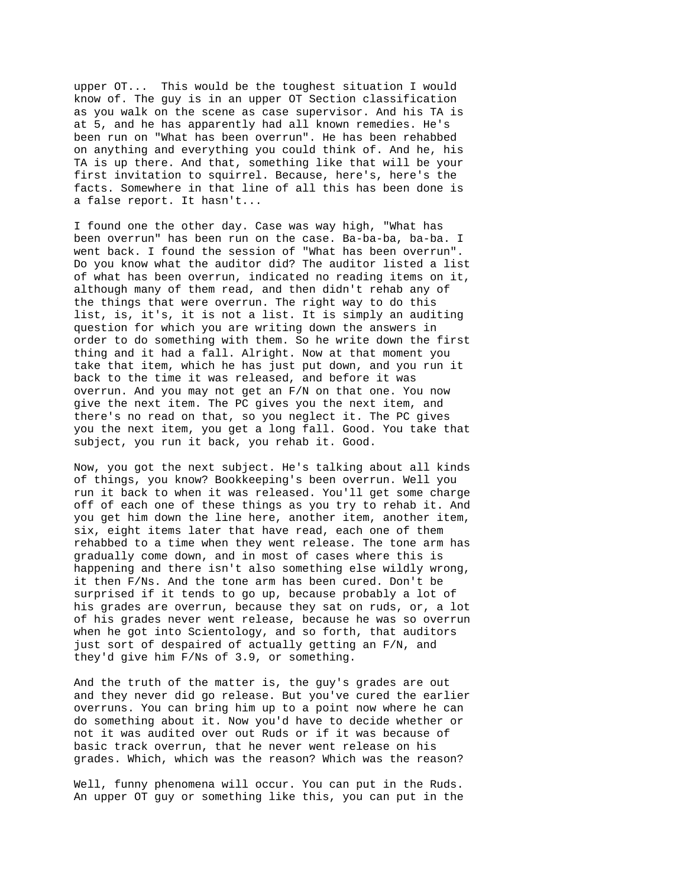upper OT... This would be the toughest situation I would know of. The guy is in an upper OT Section classification as you walk on the scene as case supervisor. And his TA is at 5, and he has apparently had all known remedies. He's been run on "What has been overrun". He has been rehabbed on anything and everything you could think of. And he, his TA is up there. And that, something like that will be your first invitation to squirrel. Because, here's, here's the facts. Somewhere in that line of all this has been done is a false report. It hasn't...

I found one the other day. Case was way high, "What has been overrun" has been run on the case. Ba-ba-ba, ba-ba. I went back. I found the session of "What has been overrun". Do you know what the auditor did? The auditor listed a list of what has been overrun, indicated no reading items on it, although many of them read, and then didn't rehab any of the things that were overrun. The right way to do this list, is, it's, it is not a list. It is simply an auditing question for which you are writing down the answers in order to do something with them. So he write down the first thing and it had a fall. Alright. Now at that moment you take that item, which he has just put down, and you run it back to the time it was released, and before it was overrun. And you may not get an F/N on that one. You now give the next item. The PC gives you the next item, and there's no read on that, so you neglect it. The PC gives you the next item, you get a long fall. Good. You take that subject, you run it back, you rehab it. Good.

Now, you got the next subject. He's talking about all kinds of things, you know? Bookkeeping's been overrun. Well you run it back to when it was released. You'll get some charge off of each one of these things as you try to rehab it. And you get him down the line here, another item, another item, six, eight items later that have read, each one of them rehabbed to a time when they went release. The tone arm has gradually come down, and in most of cases where this is happening and there isn't also something else wildly wrong, it then F/Ns. And the tone arm has been cured. Don't be surprised if it tends to go up, because probably a lot of his grades are overrun, because they sat on ruds, or, a lot of his grades never went release, because he was so overrun when he got into Scientology, and so forth, that auditors just sort of despaired of actually getting an F/N, and they'd give him F/Ns of 3.9, or something.

And the truth of the matter is, the guy's grades are out and they never did go release. But you've cured the earlier overruns. You can bring him up to a point now where he can do something about it. Now you'd have to decide whether or not it was audited over out Ruds or if it was because of basic track overrun, that he never went release on his grades. Which, which was the reason? Which was the reason?

Well, funny phenomena will occur. You can put in the Ruds. An upper OT guy or something like this, you can put in the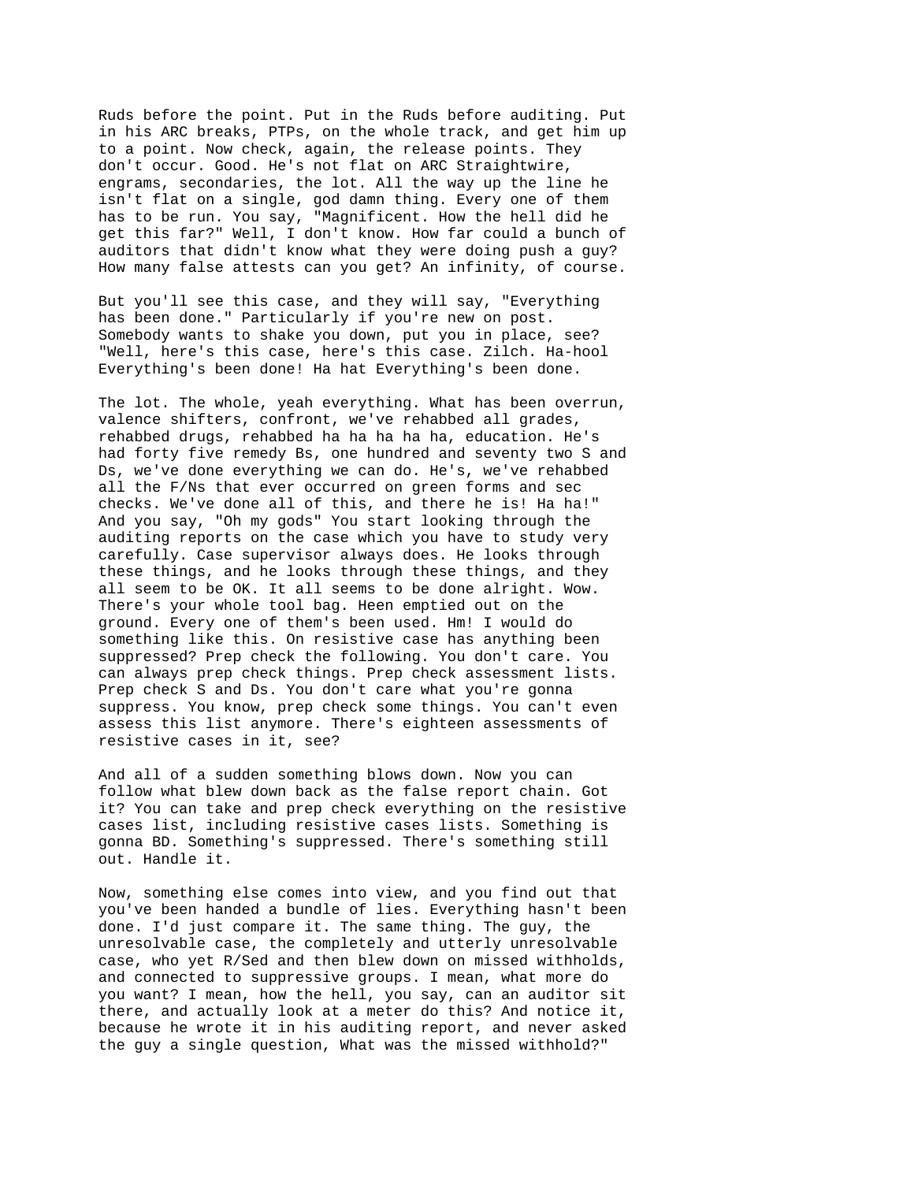Ruds before the point. Put in the Ruds before auditing. Put in his ARC breaks, PTPs, on the whole track, and get him up to a point. Now check, again, the release points. They don't occur. Good. He's not flat on ARC Straightwire, engrams, secondaries, the lot. All the way up the line he isn't flat on a single, god damn thing. Every one of them has to be run. You say, "Magnificent. How the hell did he get this far?" Well, I don't know. How far could a bunch of auditors that didn't know what they were doing push a guy? How many false attests can you get? An infinity, of course.

But you'll see this case, and they will say, "Everything has been done." Particularly if you're new on post. Somebody wants to shake you down, put you in place, see? "Well, here's this case, here's this case. Zilch. Ha-hool Everything's been done! Ha hat Everything's been done.

The lot. The whole, yeah everything. What has been overrun, valence shifters, confront, we've rehabbed all grades, rehabbed drugs, rehabbed ha ha ha ha ha, education. He's had forty five remedy Bs, one hundred and seventy two S and Ds, we've done everything we can do. He's, we've rehabbed all the F/Ns that ever occurred on green forms and sec checks. We've done all of this, and there he is! Ha ha!" And you say, "Oh my gods" You start looking through the auditing reports on the case which you have to study very carefully. Case supervisor always does. He looks through these things, and he looks through these things, and they all seem to be OK. It all seems to be done alright. Wow. There's your whole tool bag. Heen emptied out on the ground. Every one of them's been used. Hm! I would do something like this. On resistive case has anything been suppressed? Prep check the following. You don't care. You can always prep check things. Prep check assessment lists. Prep check S and Ds. You don't care what you're gonna suppress. You know, prep check some things. You can't even assess this list anymore. There's eighteen assessments of resistive cases in it, see?

And all of a sudden something blows down. Now you can follow what blew down back as the false report chain. Got it? You can take and prep check everything on the resistive cases list, including resistive cases lists. Something is gonna BD. Something's suppressed. There's something still out. Handle it.

Now, something else comes into view, and you find out that you've been handed a bundle of lies. Everything hasn't been done. I'd just compare it. The same thing. The guy, the unresolvable case, the completely and utterly unresolvable case, who yet R/Sed and then blew down on missed withholds, and connected to suppressive groups. I mean, what more do you want? I mean, how the hell, you say, can an auditor sit there, and actually look at a meter do this? And notice it, because he wrote it in his auditing report, and never asked the guy a single question, What was the missed withhold?"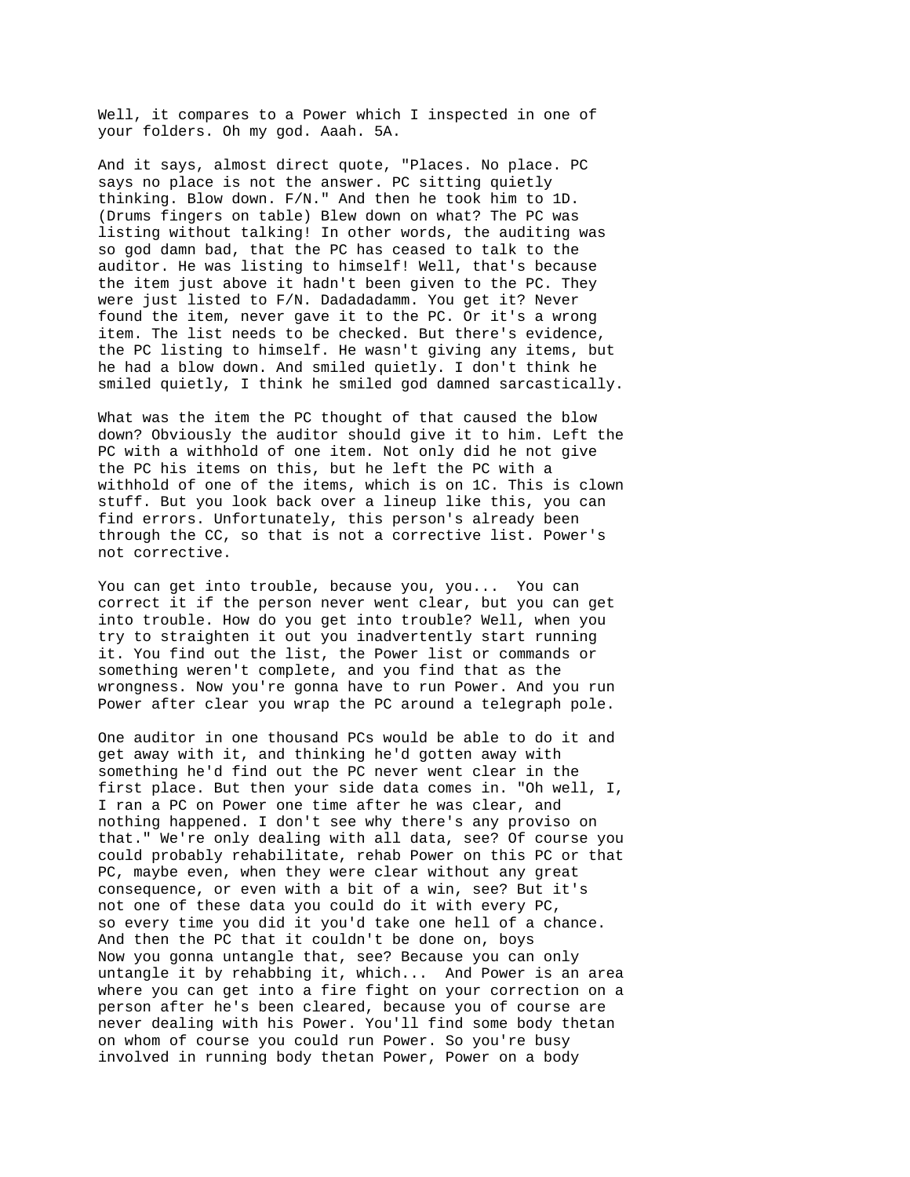Well, it compares to a Power which I inspected in one of your folders. Oh my god. Aaah. 5A.

And it says, almost direct quote, "Places. No place. PC says no place is not the answer. PC sitting quietly thinking. Blow down. F/N." And then he took him to 1D. (Drums fingers on table) Blew down on what? The PC was listing without talking! In other words, the auditing was so god damn bad, that the PC has ceased to talk to the auditor. He was listing to himself! Well, that's because the item just above it hadn't been given to the PC. They were just listed to F/N. Dadadadamm. You get it? Never found the item, never gave it to the PC. Or it's a wrong item. The list needs to be checked. But there's evidence, the PC listing to himself. He wasn't giving any items, but he had a blow down. And smiled quietly. I don't think he smiled quietly, I think he smiled god damned sarcastically.

What was the item the PC thought of that caused the blow down? Obviously the auditor should give it to him. Left the PC with a withhold of one item. Not only did he not give the PC his items on this, but he left the PC with a withhold of one of the items, which is on 1C. This is clown stuff. But you look back over a lineup like this, you can find errors. Unfortunately, this person's already been through the CC, so that is not a corrective list. Power's not corrective.

You can get into trouble, because you, you... You can correct it if the person never went clear, but you can get into trouble. How do you get into trouble? Well, when you try to straighten it out you inadvertently start running it. You find out the list, the Power list or commands or something weren't complete, and you find that as the wrongness. Now you're gonna have to run Power. And you run Power after clear you wrap the PC around a telegraph pole.

One auditor in one thousand PCs would be able to do it and get away with it, and thinking he'd gotten away with something he'd find out the PC never went clear in the first place. But then your side data comes in. "Oh well, I, I ran a PC on Power one time after he was clear, and nothing happened. I don't see why there's any proviso on that." We're only dealing with all data, see? Of course you could probably rehabilitate, rehab Power on this PC or that PC, maybe even, when they were clear without any great consequence, or even with a bit of a win, see? But it's not one of these data you could do it with every PC, so every time you did it you'd take one hell of a chance. And then the PC that it couldn't be done on, boys
Now you gonna untangle that, see? Because you can only untangle it by rehabbing it, which... And Power is an area where you can get into a fire fight on your correction on a person after he's been cleared, because you of course are never dealing with his Power. You'll find some body thetan on whom of course you could run Power. So you're busy involved in running body thetan Power, Power on a body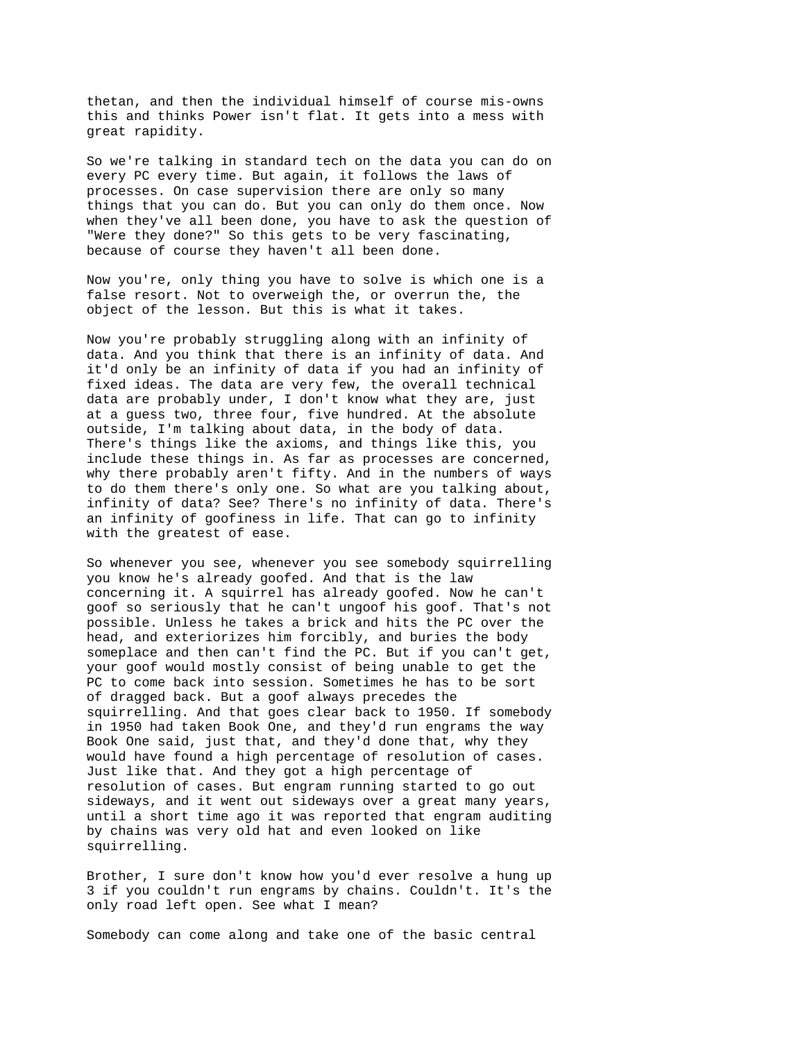thetan, and then the individual himself of course mis-owns this and thinks Power isn't flat. It gets into a mess with great rapidity.

So we're talking in standard tech on the data you can do on every PC every time. But again, it follows the laws of processes. On case supervision there are only so many things that you can do. But you can only do them once. Now when they've all been done, you have to ask the question of "Were they done?" So this gets to be very fascinating, because of course they haven't all been done.

Now you're, only thing you have to solve is which one is a false resort. Not to overweigh the, or overrun the, the object of the lesson. But this is what it takes.

Now you're probably struggling along with an infinity of data. And you think that there is an infinity of data. And it'd only be an infinity of data if you had an infinity of fixed ideas. The data are very few, the overall technical data are probably under, I don't know what they are, just at a guess two, three four, five hundred. At the absolute outside, I'm talking about data, in the body of data. There's things like the axioms, and things like this, you include these things in. As far as processes are concerned, why there probably aren't fifty. And in the numbers of ways to do them there's only one. So what are you talking about, infinity of data? See? There's no infinity of data. There's an infinity of goofiness in life. That can go to infinity with the greatest of ease.

So whenever you see, whenever you see somebody squirrelling you know he's already goofed. And that is the law concerning it. A squirrel has already goofed. Now he can't goof so seriously that he can't ungoof his goof. That's not possible. Unless he takes a brick and hits the PC over the head, and exteriorizes him forcibly, and buries the body someplace and then can't find the PC. But if you can't get, your goof would mostly consist of being unable to get the PC to come back into session. Sometimes he has to be sort of dragged back. But a goof always precedes the squirrelling. And that goes clear back to 1950. If somebody in 1950 had taken Book One, and they'd run engrams the way Book One said, just that, and they'd done that, why they would have found a high percentage of resolution of cases. Just like that. And they got a high percentage of resolution of cases. But engram running started to go out sideways, and it went out sideways over a great many years, until a short time ago it was reported that engram auditing by chains was very old hat and even looked on like squirrelling.

Brother, I sure don't know how you'd ever resolve a hung up 3 if you couldn't run engrams by chains. Couldn't. It's the only road left open. See what I mean?

Somebody can come along and take one of the basic central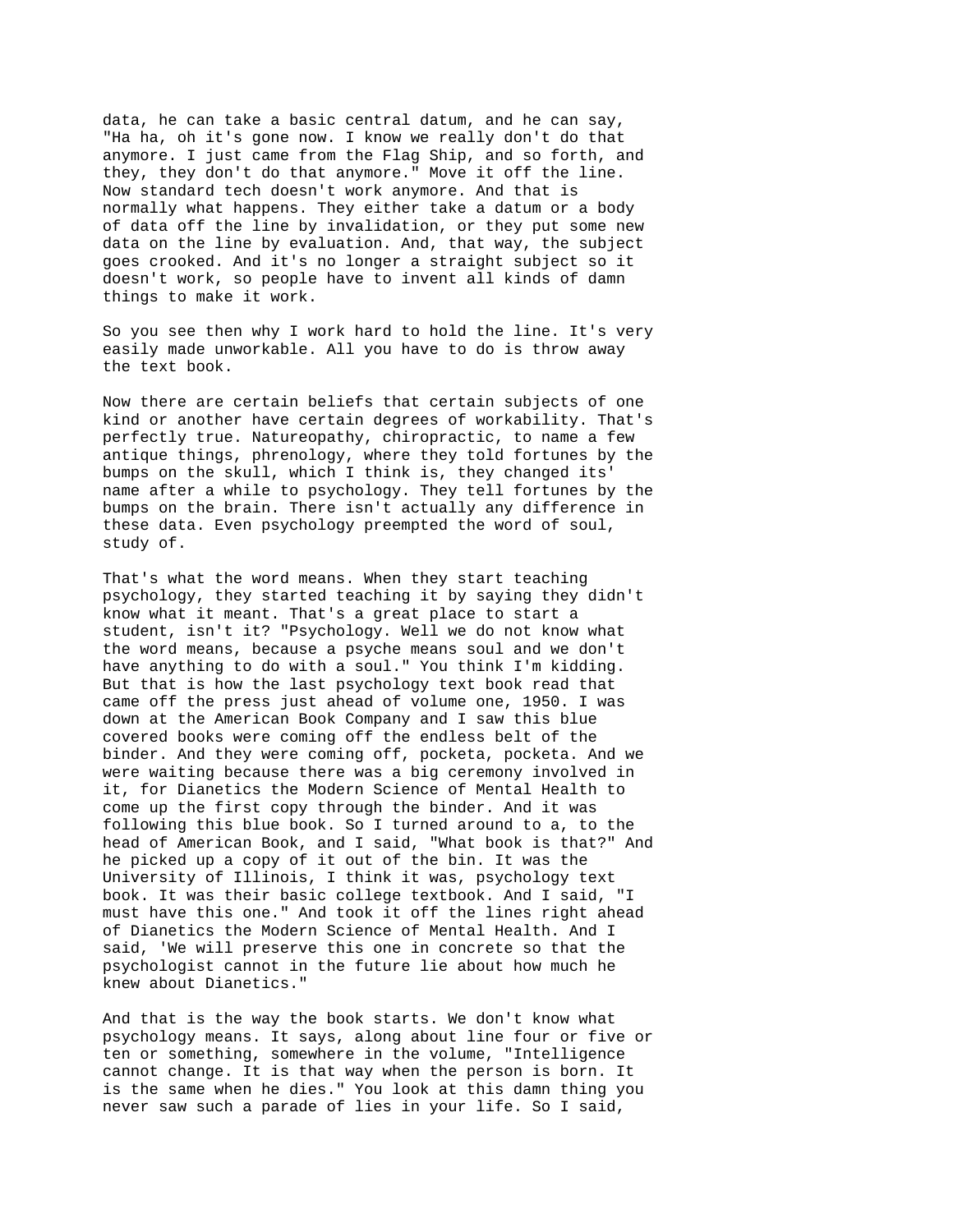data, he can take a basic central datum, and he can say, "Ha ha, oh it's gone now. I know we really don't do that anymore. I just came from the Flag Ship, and so forth, and they, they don't do that anymore." Move it off the line. Now standard tech doesn't work anymore. And that is normally what happens. They either take a datum or a body of data off the line by invalidation, or they put some new data on the line by evaluation. And, that way, the subject goes crooked. And it's no longer a straight subject so it doesn't work, so people have to invent all kinds of damn things to make it work.

So you see then why I work hard to hold the line. It's very easily made unworkable. All you have to do is throw away the text book.

Now there are certain beliefs that certain subjects of one kind or another have certain degrees of workability. That's perfectly true. Natureopathy, chiropractic, to name a few antique things, phrenology, where they told fortunes by the bumps on the skull, which I think is, they changed its' name after a while to psychology. They tell fortunes by the bumps on the brain. There isn't actually any difference in these data. Even psychology preempted the word of soul, study of.

That's what the word means. When they start teaching psychology, they started teaching it by saying they didn't know what it meant. That's a great place to start a student, isn't it? "Psychology. Well we do not know what the word means, because a psyche means soul and we don't have anything to do with a soul." You think I'm kidding. But that is how the last psychology text book read that came off the press just ahead of volume one, 1950. I was down at the American Book Company and I saw this blue covered books were coming off the endless belt of the binder. And they were coming off, pocketa, pocketa. And we were waiting because there was a big ceremony involved in it, for Dianetics the Modern Science of Mental Health to come up the first copy through the binder. And it was following this blue book. So I turned around to a, to the head of American Book, and I said, "What book is that?" And he picked up a copy of it out of the bin. It was the University of Illinois, I think it was, psychology text book. It was their basic college textbook. And I said, "I must have this one." And took it off the lines right ahead of Dianetics the Modern Science of Mental Health. And I said, 'We will preserve this one in concrete so that the psychologist cannot in the future lie about how much he knew about Dianetics."

And that is the way the book starts. We don't know what psychology means. It says, along about line four or five or ten or something, somewhere in the volume, "Intelligence cannot change. It is that way when the person is born. It is the same when he dies." You look at this damn thing you never saw such a parade of lies in your life. So I said,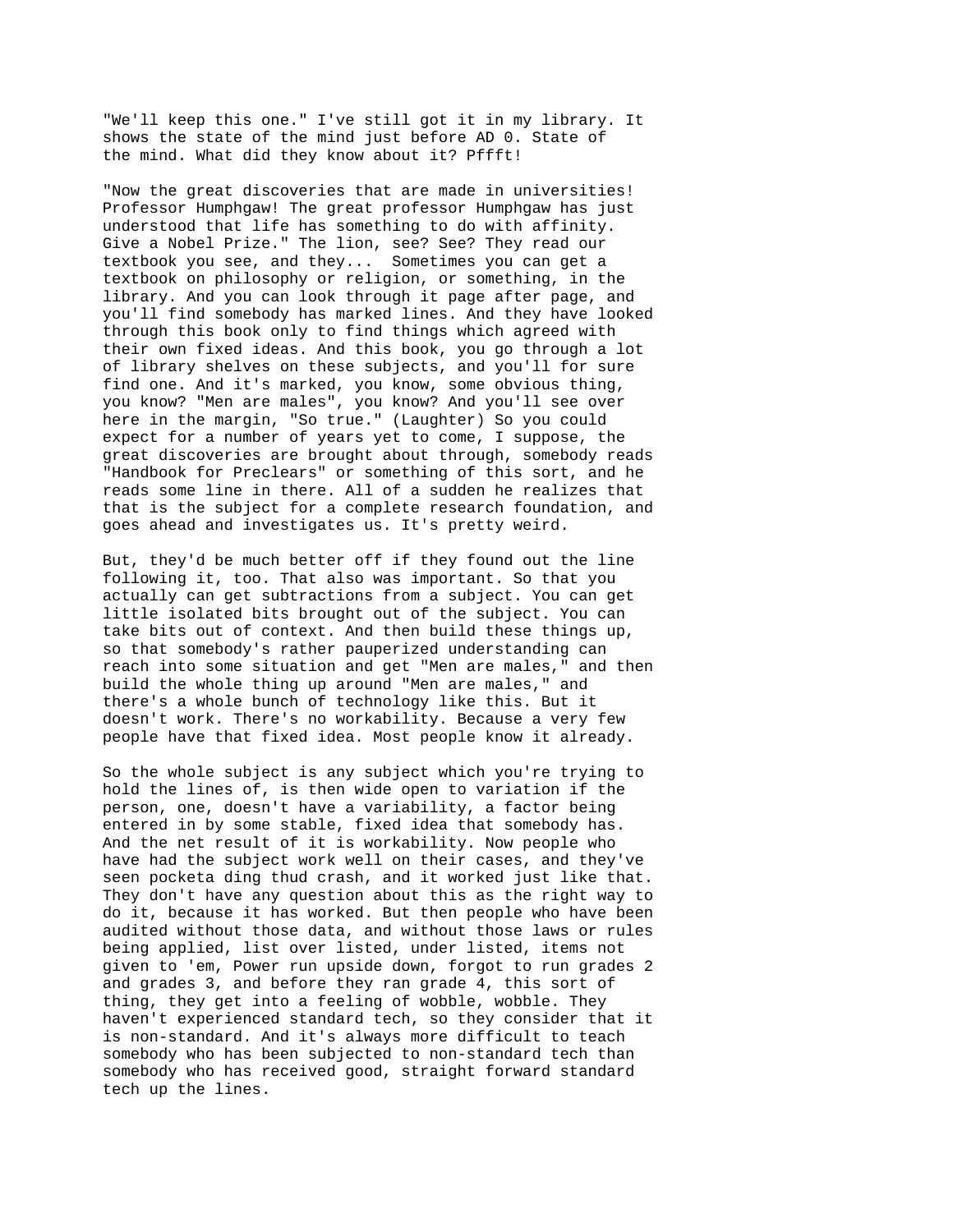"We'll keep this one." I've still got it in my library. It shows the state of the mind just before AD 0. State of the mind. What did they know about it? Pffft!

"Now the great discoveries that are made in universities! Professor Humphgaw! The great professor Humphgaw has just understood that life has something to do with affinity. Give a Nobel Prize." The lion, see? See? They read our textbook you see, and they... Sometimes you can get a textbook on philosophy or religion, or something, in the library. And you can look through it page after page, and you'll find somebody has marked lines. And they have looked through this book only to find things which agreed with their own fixed ideas. And this book, you go through a lot of library shelves on these subjects, and you'll for sure find one. And it's marked, you know, some obvious thing, you know? "Men are males", you know? And you'll see over here in the margin, "So true." (Laughter) So you could expect for a number of years yet to come, I suppose, the great discoveries are brought about through, somebody reads "Handbook for Preclears" or something of this sort, and he reads some line in there. All of a sudden he realizes that that is the subject for a complete research foundation, and goes ahead and investigates us. It's pretty weird.

But, they'd be much better off if they found out the line following it, too. That also was important. So that you actually can get subtractions from a subject. You can get little isolated bits brought out of the subject. You can take bits out of context. And then build these things up, so that somebody's rather pauperized understanding can reach into some situation and get "Men are males," and then build the whole thing up around "Men are males," and there's a whole bunch of technology like this. But it doesn't work. There's no workability. Because a very few people have that fixed idea. Most people know it already.

So the whole subject is any subject which you're trying to hold the lines of, is then wide open to variation if the person, one, doesn't have a variability, a factor being entered in by some stable, fixed idea that somebody has. And the net result of it is workability. Now people who have had the subject work well on their cases, and they've seen pocketa ding thud crash, and it worked just like that. They don't have any question about this as the right way to do it, because it has worked. But then people who have been audited without those data, and without those laws or rules being applied, list over listed, under listed, items not given to 'em, Power run upside down, forgot to run grades 2 and grades 3, and before they ran grade 4, this sort of thing, they get into a feeling of wobble, wobble. They haven't experienced standard tech, so they consider that it is non-standard. And it's always more difficult to teach somebody who has been subjected to non-standard tech than somebody who has received good, straight forward standard tech up the lines.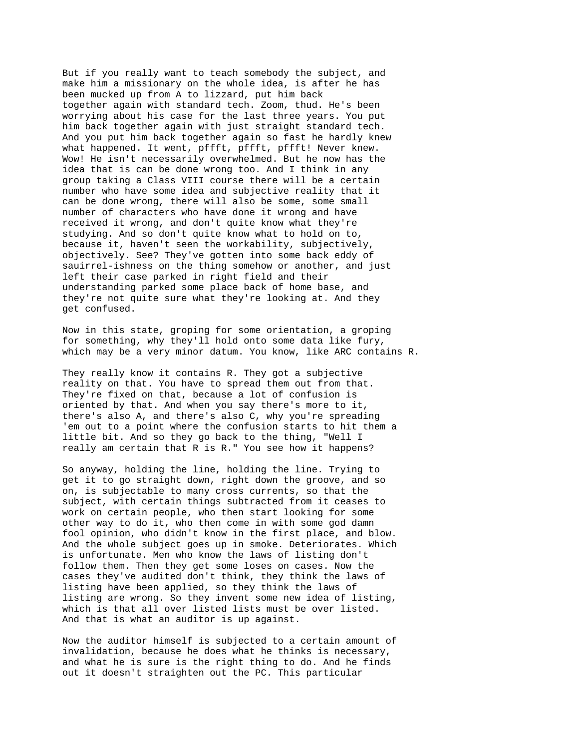But if you really want to teach somebody the subject, and make him a missionary on the whole idea, is after he has been mucked up from A to lizzard, put him back together again with standard tech. Zoom, thud. He's been worrying about his case for the last three years. You put him back together again with just straight standard tech. And you put him back together again so fast he hardly knew what happened. It went, pffft, pffft, pffft! Never knew. Wow! He isn't necessarily overwhelmed. But he now has the idea that is can be done wrong too. And I think in any group taking a Class VIII course there will be a certain number who have some idea and subjective reality that it can be done wrong, there will also be some, some small number of characters who have done it wrong and have received it wrong, and don't quite know what they're studying. And so don't quite know what to hold on to, because it, haven't seen the workability, subjectively, objectively. See? They've gotten into some back eddy of sauirrel-ishness on the thing somehow or another, and just left their case parked in right field and their understanding parked some place back of home base, and they're not quite sure what they're looking at. And they get confused.

Now in this state, groping for some orientation, a groping for something, why they'll hold onto some data like fury, which may be a very minor datum. You know, like ARC contains R.

They really know it contains R. They got a subjective reality on that. You have to spread them out from that. They're fixed on that, because a lot of confusion is oriented by that. And when you say there's more to it, there's also A, and there's also C, why you're spreading 'em out to a point where the confusion starts to hit them a little bit. And so they go back to the thing, "Well I really am certain that R is R." You see how it happens?

So anyway, holding the line, holding the line. Trying to get it to go straight down, right down the groove, and so on, is subjectable to many cross currents, so that the subject, with certain things subtracted from it ceases to work on certain people, who then start looking for some other way to do it, who then come in with some god damn fool opinion, who didn't know in the first place, and blow. And the whole subject goes up in smoke. Deteriorates. Which is unfortunate. Men who know the laws of listing don't follow them. Then they get some loses on cases. Now the cases they've audited don't think, they think the laws of listing have been applied, so they think the laws of listing are wrong. So they invent some new idea of listing, which is that all over listed lists must be over listed. And that is what an auditor is up against.

Now the auditor himself is subjected to a certain amount of invalidation, because he does what he thinks is necessary, and what he is sure is the right thing to do. And he finds out it doesn't straighten out the PC. This particular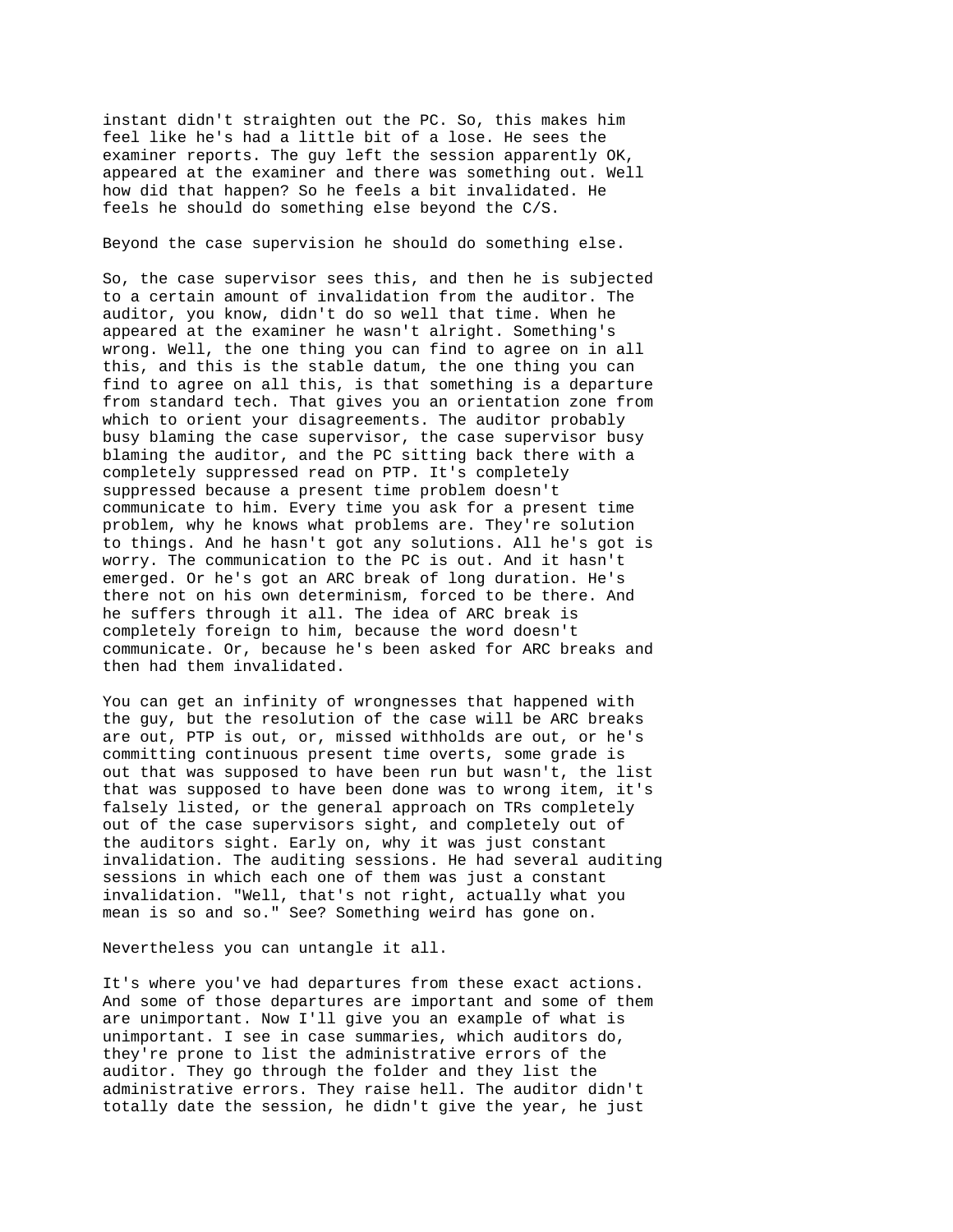instant didn't straighten out the PC. So, this makes him feel like he's had a little bit of a lose. He sees the examiner reports. The guy left the session apparently OK, appeared at the examiner and there was something out. Well how did that happen? So he feels a bit invalidated. He feels he should do something else beyond the C/S.

Beyond the case supervision he should do something else.

So, the case supervisor sees this, and then he is subjected to a certain amount of invalidation from the auditor. The auditor, you know, didn't do so well that time. When he appeared at the examiner he wasn't alright. Something's wrong. Well, the one thing you can find to agree on in all this, and this is the stable datum, the one thing you can find to agree on all this, is that something is a departure from standard tech. That gives you an orientation zone from which to orient your disagreements. The auditor probably busy blaming the case supervisor, the case supervisor busy blaming the auditor, and the PC sitting back there with a completely suppressed read on PTP. It's completely suppressed because a present time problem doesn't communicate to him. Every time you ask for a present time problem, why he knows what problems are. They're solution to things. And he hasn't got any solutions. All he's got is worry. The communication to the PC is out. And it hasn't emerged. Or he's got an ARC break of long duration. He's there not on his own determinism, forced to be there. And he suffers through it all. The idea of ARC break is completely foreign to him, because the word doesn't communicate. Or, because he's been asked for ARC breaks and then had them invalidated.

You can get an infinity of wrongnesses that happened with the guy, but the resolution of the case will be ARC breaks are out, PTP is out, or, missed withholds are out, or he's committing continuous present time overts, some grade is out that was supposed to have been run but wasn't, the list that was supposed to have been done was to wrong item, it's falsely listed, or the general approach on TRs completely out of the case supervisors sight, and completely out of the auditors sight. Early on, why it was just constant invalidation. The auditing sessions. He had several auditing sessions in which each one of them was just a constant invalidation. "Well, that's not right, actually what you mean is so and so." See? Something weird has gone on.

Nevertheless you can untangle it all.

It's where you've had departures from these exact actions. And some of those departures are important and some of them are unimportant. Now I'll give you an example of what is unimportant. I see in case summaries, which auditors do, they're prone to list the administrative errors of the auditor. They go through the folder and they list the administrative errors. They raise hell. The auditor didn't totally date the session, he didn't give the year, he just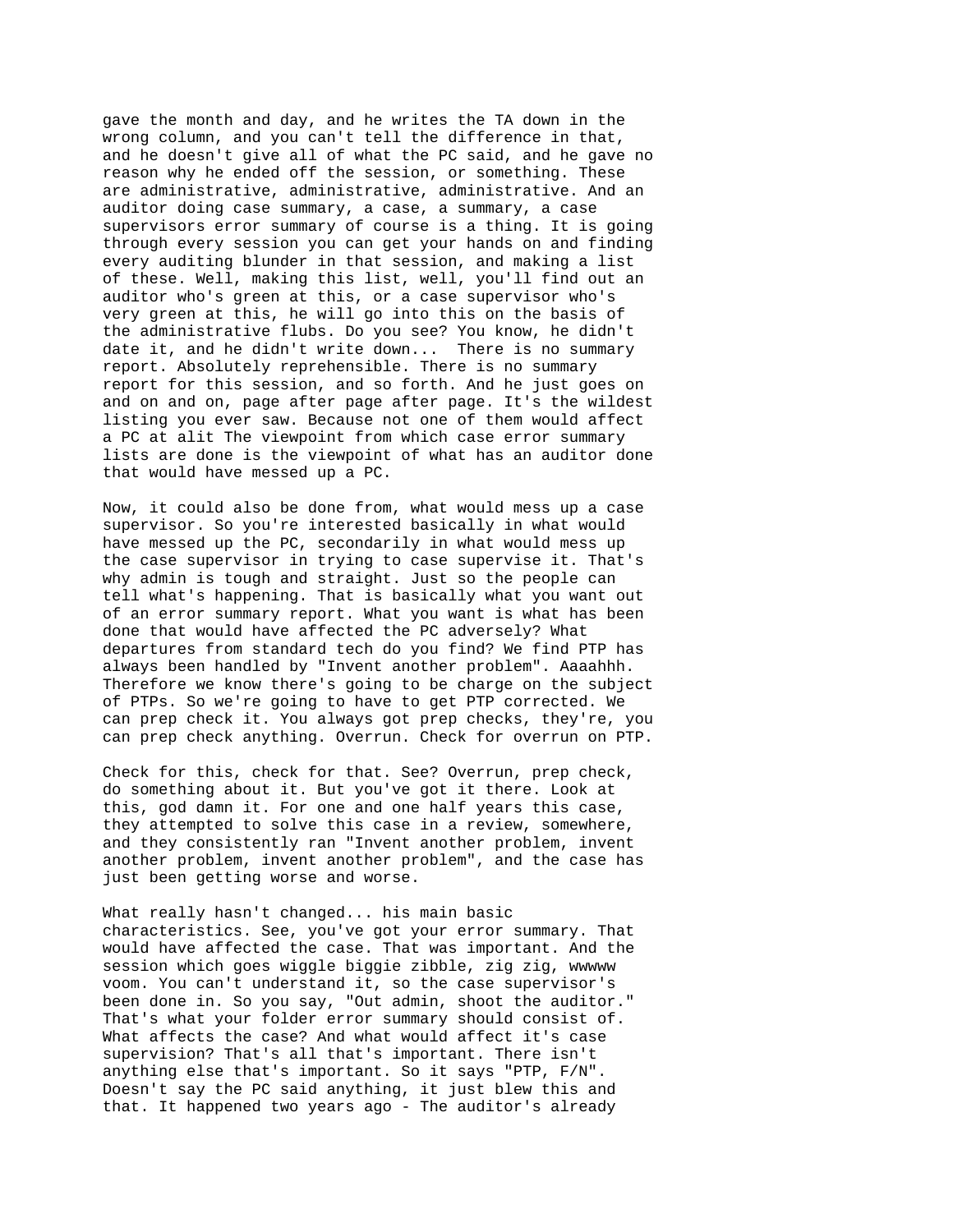gave the month and day, and he writes the TA down in the wrong column, and you can't tell the difference in that, and he doesn't give all of what the PC said, and he gave no reason why he ended off the session, or something. These are administrative, administrative, administrative. And an auditor doing case summary, a case, a summary, a case supervisors error summary of course is a thing. It is going through every session you can get your hands on and finding every auditing blunder in that session, and making a list of these. Well, making this list, well, you'll find out an auditor who's green at this, or a case supervisor who's very green at this, he will go into this on the basis of the administrative flubs. Do you see? You know, he didn't date it, and he didn't write down...  There is no summary report. Absolutely reprehensible. There is no summary report for this session, and so forth. And he just goes on and on and on, page after page after page. It's the wildest listing you ever saw. Because not one of them would affect a PC at alit The viewpoint from which case error summary lists are done is the viewpoint of what has an auditor done that would have messed up a PC.

Now, it could also be done from, what would mess up a case supervisor. So you're interested basically in what would have messed up the PC, secondarily in what would mess up the case supervisor in trying to case supervise it. That's why admin is tough and straight. Just so the people can tell what's happening. That is basically what you want out of an error summary report. What you want is what has been done that would have affected the PC adversely? What departures from standard tech do you find? We find PTP has always been handled by "Invent another problem". Aaaahhh. Therefore we know there's going to be charge on the subject of PTPs. So we're going to have to get PTP corrected. We can prep check it. You always got prep checks, they're, you can prep check anything. Overrun. Check for overrun on PTP.

Check for this, check for that. See? Overrun, prep check, do something about it. But you've got it there. Look at this, god damn it. For one and one half years this case, they attempted to solve this case in a review, somewhere, and they consistently ran "Invent another problem, invent another problem, invent another problem", and the case has just been getting worse and worse.

What really hasn't changed... his main basic characteristics. See, you've got your error summary. That would have affected the case. That was important. And the session which goes wiggle biggie zibble, zig zig, wwwww voom. You can't understand it, so the case supervisor's been done in. So you say, "Out admin, shoot the auditor." That's what your folder error summary should consist of. What affects the case? And what would affect it's case supervision? That's all that's important. There isn't anything else that's important. So it says "PTP, F/N". Doesn't say the PC said anything, it just blew this and that. It happened two years ago - The auditor's already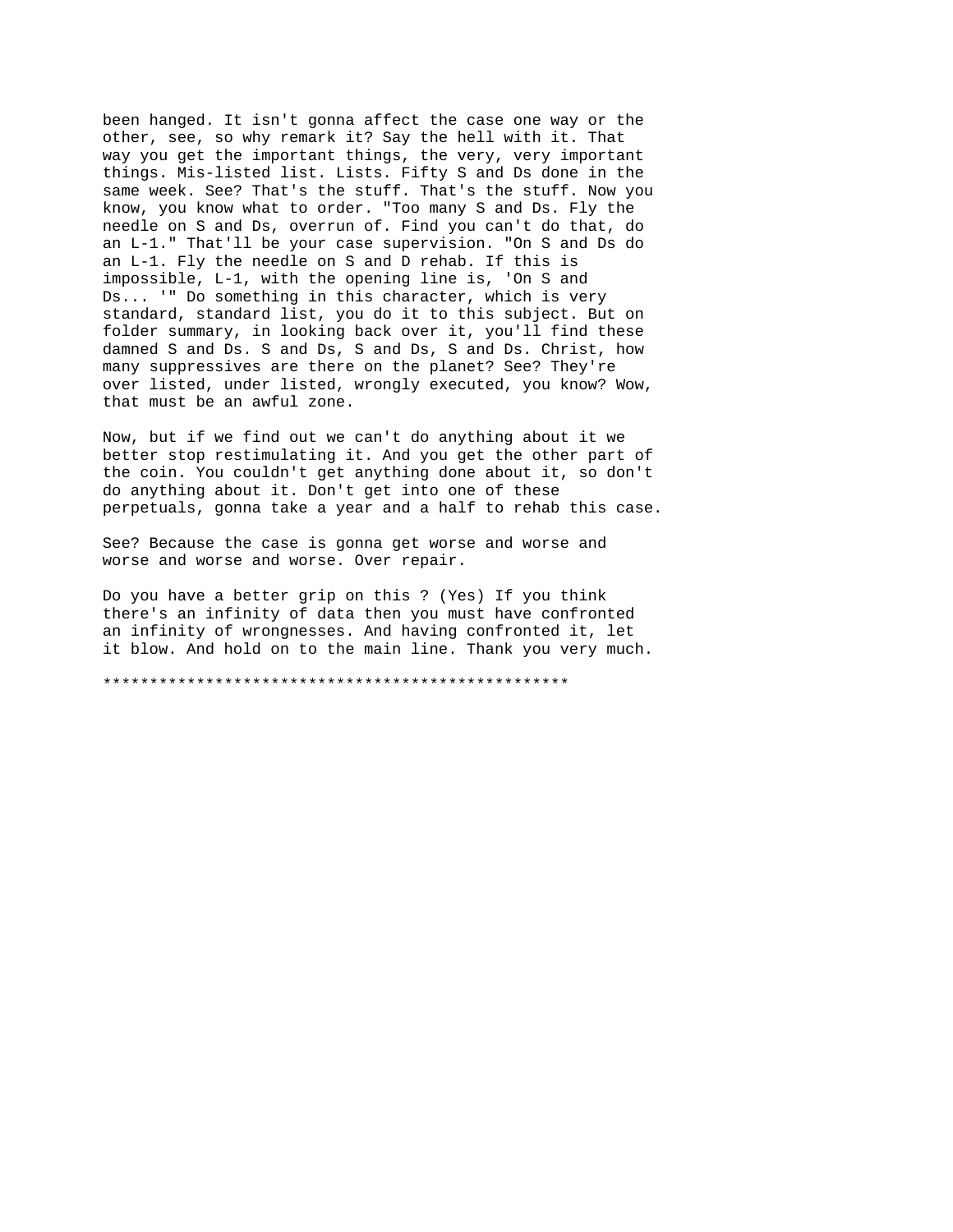been hanged. It isn't gonna affect the case one way or the other, see, so why remark it? Say the hell with it. That way you get the important things, the very, very important things. Mis-listed list. Lists. Fifty S and Ds done in the same week. See? That's the stuff. That's the stuff. Now you know, you know what to order. "Too many S and Ds. Fly the needle on S and Ds, overrun of. Find you can't do that, do an L-1." That'll be your case supervision. "On S and Ds do an L-1. Fly the needle on S and D rehab. If this is impossible, L-1, with the opening line is, 'On S and Ds... '" Do something in this character, which is very standard, standard list, you do it to this subject. But on folder summary, in looking back over it, you'll find these damned S and Ds. S and Ds, S and Ds, S and Ds. Christ, how many suppressives are there on the planet? See? They're over listed, under listed, wrongly executed, you know? Wow, that must be an awful zone.

Now, but if we find out we can't do anything about it we better stop restimulating it. And you get the other part of the coin. You couldn't get anything done about it, so don't do anything about it. Don't get into one of these perpetuals, gonna take a year and a half to rehab this case.

See? Because the case is gonna get worse and worse and worse and worse and worse. Over repair.

Do you have a better grip on this ? (Yes) If you think there's an infinity of data then you must have confronted an infinity of wrongnesses. And having confronted it, let it blow. And hold on to the main line. Thank you very much.

****************************************************